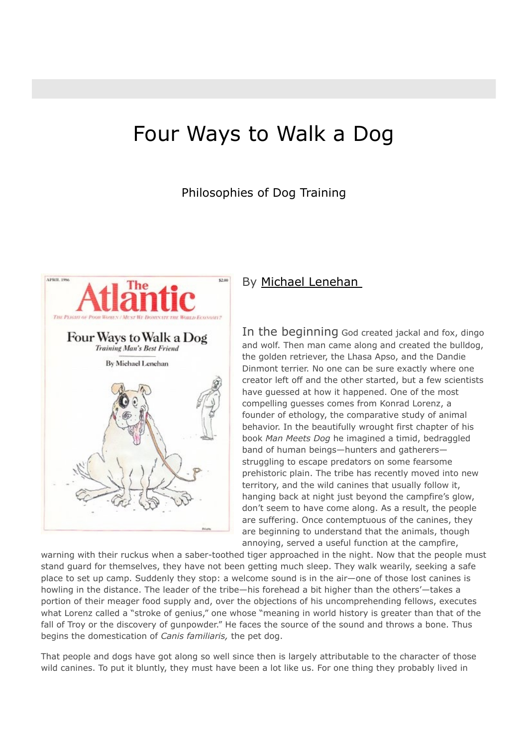# Four Ways to Walk a Dog

## Philosophies of Dog Training

By Michael Lenehan

In the beginning God created jackal and fox, dingo and wolf. Then man came along and created the bulldog, the golden retriever, the Lhasa Apso, and the Dandie Dinmont terrier. No one can be sure exactly where one creator left off and the other started, but a few scientists have guessed at how it happened. One of the most compelling guesses comes from Konrad Lorenz, a founder of ethology, the comparative study of animal behavior. In the beautifully wrought first chapter of his book *Man Meets Dog* he imagined a timid, bedraggled band of human beings—hunters and gatherers—struggling to escape predators on some fearsome prehistoric plain. The tribe has recently moved into new territory, and the wild canines that usually follow it, hanging back at night just beyond the campfire's glow, don't seem to have come along. As a result, the people are suffering. Once contemptuous of the canines, they are beginning to understand that the animals, though annoying, served a useful function at the campfire, warning with their ruckus when a saber-toothed tiger approached in the night. Now that the people must stand guard for themselves, they have not been getting much sleep. They walk wearily, seeking a safe place to set up camp. Suddenly they stop: a welcome sound is in the air—one of those lost canines is howling in the distance. The leader of the tribe—his forehead a bit higher than the others'—takes a portion of their meager food supply and, over the objections of his uncomprehending fellows, executes what Lorenz called a "stroke of genius," one whose "meaning in world history is greater than that of the fall of Troy or the discovery of gunpowder." He faces the source of the sound and throws a bone. Thus begins the domestication of *Canis familiaris,* the pet dog.

That people and dogs have got along so well since then is largely attributable to the character of those wild canines. To put it bluntly, they must have been a lot like us. For one thing they probably lived in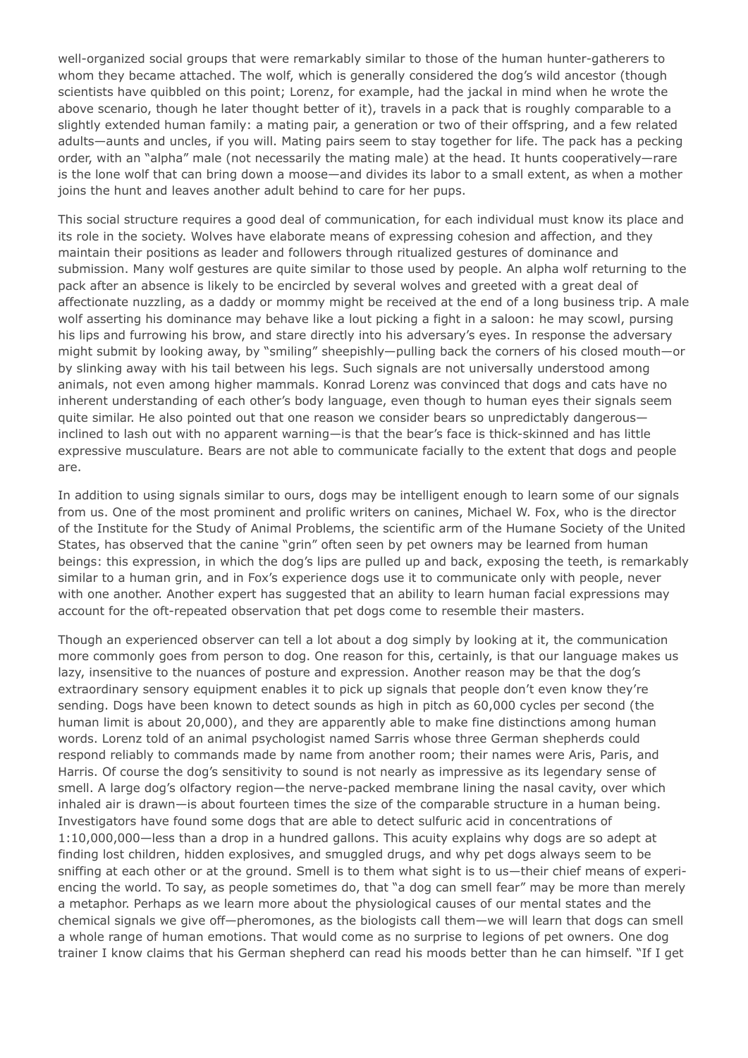well-organized social groups that were remarkably similar to those of the human hunter-gatherers to whom they became attached. The wolf, which is generally considered the dog's wild ancestor (though scientists have quibbled on this point; Lorenz, for example, had the jackal in mind when he wrote the above scenario, though he later thought better of it), travels in a pack that is roughly comparable to a slightly extended human family: a mating pair, a generation or two of their offspring, and a few related adults—aunts and uncles, if you will. Mating pairs seem to stay together for life. The pack has a pecking order, with an "alpha" male (not necessarily the mating male) at the head. It hunts cooperatively—rare is the lone wolf that can bring down a moose—and divides its labor to a small extent, as when a mother joins the hunt and leaves another adult behind to care for her pups.

This social structure requires a good deal of communication, for each individual must know its place and its role in the society. Wolves have elaborate means of expressing cohesion and affection, and they maintain their positions as leader and followers through ritualized gestures of dominance and submission. Many wolf gestures are quite similar to those used by people. An alpha wolf returning to the pack after an absence is likely to be encircled by several wolves and greeted with a great deal of affectionate nuzzling, as a daddy or mommy might be received at the end of a long business trip. A male wolf asserting his dominance may behave like a lout picking a fight in a saloon: he may scowl, pursing his lips and furrowing his brow, and stare directly into his adversary's eyes. In response the adversary might submit by looking away, by "smiling" sheepishly—pulling back the corners of his closed mouth—or by slinking away with his tail between his legs. Such signals are not universally understood among animals, not even among higher mammals. Konrad Lorenz was convinced that dogs and cats have no inherent understanding of each other's body language, even though to human eyes their signals seem quite similar. He also pointed out that one reason we consider bears so unpredictably dangerous—inclined to lash out with no apparent warning—is that the bear's face is thick-skinned and has little expressive musculature. Bears are not able to communicate facially to the extent that dogs and people are.

In addition to using signals similar to ours, dogs may be intelligent enough to learn some of our signals from us. One of the most prominent and prolific writers on canines, Michael W. Fox, who is the director of the Institute for the Study of Animal Problems, the scientific arm of the Humane Society of the United States, has observed that the canine "grin" often seen by pet owners may be learned from human beings: this expression, in which the dog's lips are pulled up and back, exposing the teeth, is remarkably similar to a human grin, and in Fox's experience dogs use it to communicate only with people, never with one another. Another expert has suggested that an ability to learn human facial expressions may account for the oft-repeated observation that pet dogs come to resemble their masters.

Though an experienced observer can tell a lot about a dog simply by looking at it, the communication more commonly goes from person to dog. One reason for this, certainly, is that our language makes us lazy, insensitive to the nuances of posture and expression. Another reason may be that the dog's extraordinary sensory equipment enables it to pick up signals that people don't even know they're sending. Dogs have been known to detect sounds as high in pitch as 60,000 cycles per second (the human limit is about 20,000), and they are apparently able to make fine distinctions among human words. Lorenz told of an animal psychologist named Sarris whose three German shepherds could respond reliably to commands made by name from another room; their names were Aris, Paris, and Harris. Of course the dog's sensitivity to sound is not nearly as impressive as its legendary sense of smell. A large dog's olfactory region—the nerve-packed membrane lining the nasal cavity, over which inhaled air is drawn—is about fourteen times the size of the comparable structure in a human being. Investigators have found some dogs that are able to detect sulfuric acid in concentrations of 1:10,000,000—less than a drop in a hundred gallons. This acuity explains why dogs are so adept at finding lost children, hidden explosives, and smuggled drugs, and why pet dogs always seem to be sniffing at each other or at the ground. Smell is to them what sight is to us—their chief means of experiencing the world. To say, as people sometimes do, that "a dog can smell fear" may be more than merely a metaphor. Perhaps as we learn more about the physiological causes of our mental states and the chemical signals we give off—pheromones, as the biologists call them—we will learn that dogs can smell a whole range of human emotions. That would come as no surprise to legions of pet owners. One dog trainer I know claims that his German shepherd can read his moods better than he can himself. "If I get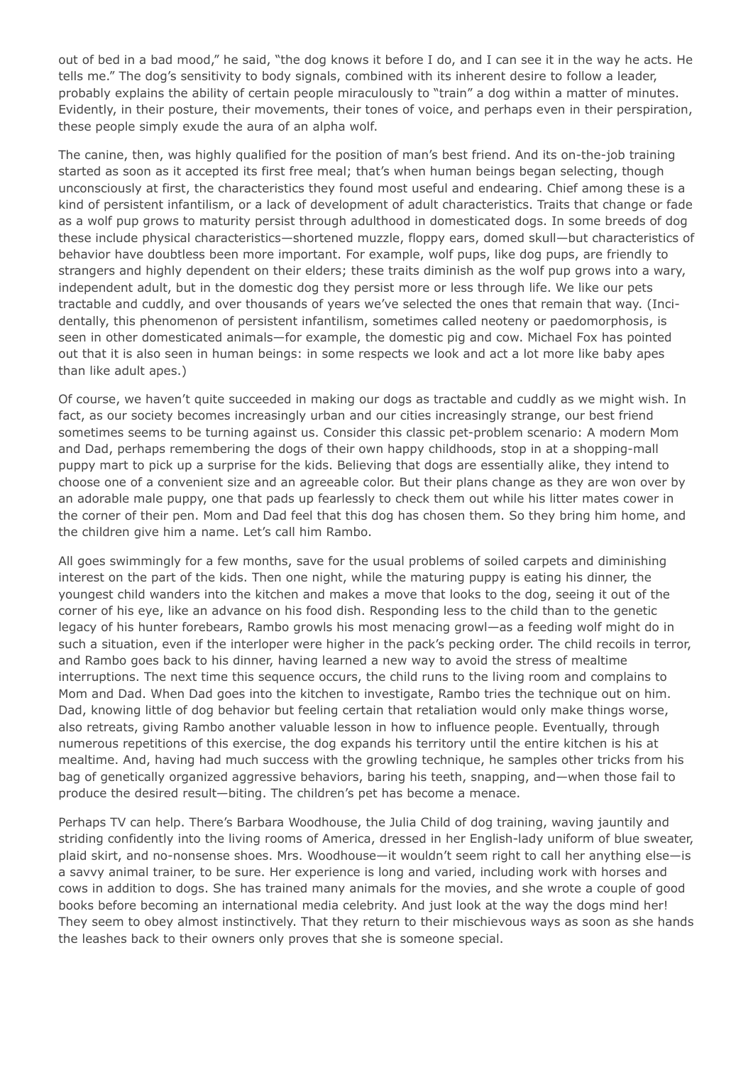out of bed in a bad mood," he said, "the dog knows it before I do, and I can see it in the way he acts. He tells me." The dog's sensitivity to body signals, combined with its inherent desire to follow a leader, probably explains the ability of certain people miraculously to "train" a dog within a matter of minutes. Evidently, in their posture, their movements, their tones of voice, and perhaps even in their perspiration, these people simply exude the aura of an alpha wolf.

The canine, then, was highly qualified for the position of man's best friend. And its on-the-job training started as soon as it accepted its first free meal; that's when human beings began selecting, though unconsciously at first, the characteristics they found most useful and endearing. Chief among these is a kind of persistent infantilism, or a lack of development of adult characteristics. Traits that change or fade as a wolf pup grows to maturity persist through adulthood in domesticated dogs. In some breeds of dog these include physical characteristics—shortened muzzle, floppy ears, domed skull—but characteristics of behavior have doubtless been more important. For example, wolf pups, like dog pups, are friendly to strangers and highly dependent on their elders; these traits diminish as the wolf pup grows into a wary, independent adult, but in the domestic dog they persist more or less through life. We like our pets tractable and cuddly, and over thousands of years we've selected the ones that remain that way. (Incidentally, this phenomenon of persistent infantilism, sometimes called neoteny or paedomorphosis, is seen in other domesticated animals—for example, the domestic pig and cow. Michael Fox has pointed out that it is also seen in human beings: in some respects we look and act a lot more like baby apes than like adult apes.)

Of course, we haven't quite succeeded in making our dogs as tractable and cuddly as we might wish. In fact, as our society becomes increasingly urban and our cities increasingly strange, our best friend sometimes seems to be turning against us. Consider this classic pet-problem scenario: A modern Mom and Dad, perhaps remembering the dogs of their own happy childhoods, stop in at a shopping-mall puppy mart to pick up a surprise for the kids. Believing that dogs are essentially alike, they intend to choose one of a convenient size and an agreeable color. But their plans change as they are won over by an adorable male puppy, one that pads up fearlessly to check them out while his litter mates cower in the corner of their pen. Mom and Dad feel that this dog has chosen them. So they bring him home, and the children give him a name. Let's call him Rambo.

All goes swimmingly for a few months, save for the usual problems of soiled carpets and diminishing interest on the part of the kids. Then one night, while the maturing puppy is eating his dinner, the youngest child wanders into the kitchen and makes a move that looks to the dog, seeing it out of the corner of his eye, like an advance on his food dish. Responding less to the child than to the genetic legacy of his hunter forebears, Rambo growls his most menacing growl—as a feeding wolf might do in such a situation, even if the interloper were higher in the pack's pecking order. The child recoils in terror, and Rambo goes back to his dinner, having learned a new way to avoid the stress of mealtime interruptions. The next time this sequence occurs, the child runs to the living room and complains to Mom and Dad. When Dad goes into the kitchen to investigate, Rambo tries the technique out on him. Dad, knowing little of dog behavior but feeling certain that retaliation would only make things worse, also retreats, giving Rambo another valuable lesson in how to influence people. Eventually, through numerous repetitions of this exercise, the dog expands his territory until the entire kitchen is his at mealtime. And, having had much success with the growling technique, he samples other tricks from his bag of genetically organized aggressive behaviors, baring his teeth, snapping, and—when those fail to produce the desired result—biting. The children's pet has become a menace.

Perhaps TV can help. There's Barbara Woodhouse, the Julia Child of dog training, waving jauntily and striding confidently into the living rooms of America, dressed in her English-lady uniform of blue sweater, plaid skirt, and no-nonsense shoes. Mrs. Woodhouse—it wouldn't seem right to call her anything else—is a savvy animal trainer, to be sure. Her experience is long and varied, including work with horses and cows in addition to dogs. She has trained many animals for the movies, and she wrote a couple of good books before becoming an international media celebrity. And just look at the way the dogs mind her! They seem to obey almost instinctively. That they return to their mischievous ways as soon as she hands the leashes back to their owners only proves that she is someone special.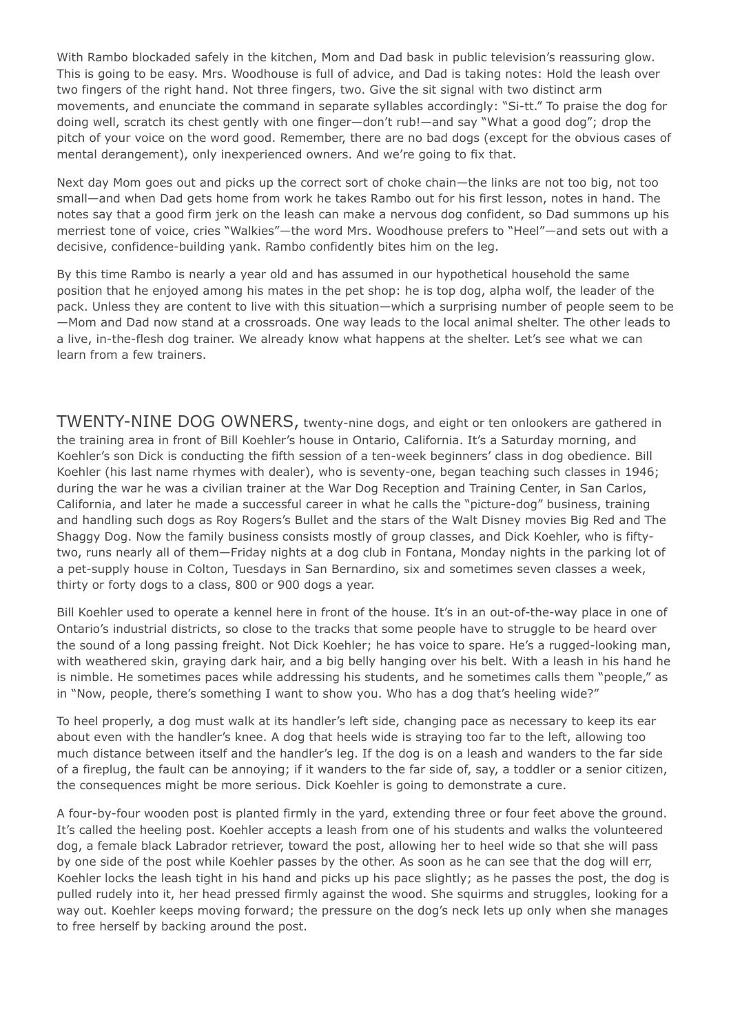With Rambo blockaded safely in the kitchen, Mom and Dad bask in public television's reassuring glow. This is going to be easy. Mrs. Woodhouse is full of advice, and Dad is taking notes: Hold the leash over two fingers of the right hand. Not three fingers, two. Give the sit signal with two distinct arm movements, and enunciate the command in separate syllables accordingly: "Si-tt." To praise the dog for doing well, scratch its chest gently with one finger—don't rub!—and say "What a good dog"; drop the pitch of your voice on the word good. Remember, there are no bad dogs (except for the obvious cases of mental derangement), only inexperienced owners. And we're going to fix that.

Next day Mom goes out and picks up the correct sort of choke chain—the links are not too big, not too small—and when Dad gets home from work he takes Rambo out for his first lesson, notes in hand. The notes say that a good firm jerk on the leash can make a nervous dog confident, so Dad summons up his merriest tone of voice, cries "Walkies"—the word Mrs. Woodhouse prefers to "Heel"—and sets out with a decisive, confidence-building yank. Rambo confidently bites him on the leg.

By this time Rambo is nearly a year old and has assumed in our hypothetical household the same position that he enjoyed among his mates in the pet shop: he is top dog, alpha wolf, the leader of the pack. Unless they are content to live with this situation—which a surprising number of people seem to be—Mom and Dad now stand at a crossroads. One way leads to the local animal shelter. The other leads to a live, in-the-flesh dog trainer. We already know what happens at the shelter. Let's see what we can learn from a few trainers.

TWENTY-NINE DOG OWNERS, twenty-nine dogs, and eight or ten onlookers are gathered in the training area in front of Bill Koehler's house in Ontario, California. It's a Saturday morning, and Koehler's son Dick is conducting the fifth session of a ten-week beginners' class in dog obedience. Bill Koehler (his last name rhymes with dealer), who is seventy-one, began teaching such classes in 1946; during the war he was a civilian trainer at the War Dog Reception and Training Center, in San Carlos, California, and later he made a successful career in what he calls the "picture-dog" business, training and handling such dogs as Roy Rogers's Bullet and the stars of the Walt Disney movies Big Red and The Shaggy Dog. Now the family business consists mostly of group classes, and Dick Koehler, who is fifty-two, runs nearly all of them—Friday nights at a dog club in Fontana, Monday nights in the parking lot of a pet-supply house in Colton, Tuesdays in San Bernardino, six and sometimes seven classes a week, thirty or forty dogs to a class, 800 or 900 dogs a year.

Bill Koehler used to operate a kennel here in front of the house. It's in an out-of-the-way place in one of Ontario's industrial districts, so close to the tracks that some people have to struggle to be heard over the sound of a long passing freight. Not Dick Koehler; he has voice to spare. He's a rugged-looking man, with weathered skin, graying dark hair, and a big belly hanging over his belt. With a leash in his hand he is nimble. He sometimes paces while addressing his students, and he sometimes calls them "people," as in "Now, people, there's something I want to show you. Who has a dog that's heeling wide?"

To heel properly, a dog must walk at its handler's left side, changing pace as necessary to keep its ear about even with the handler's knee. A dog that heels wide is straying too far to the left, allowing too much distance between itself and the handler's leg. If the dog is on a leash and wanders to the far side of a fireplug, the fault can be annoying; if it wanders to the far side of, say, a toddler or a senior citizen, the consequences might be more serious. Dick Koehler is going to demonstrate a cure.

A four-by-four wooden post is planted firmly in the yard, extending three or four feet above the ground. It's called the heeling post. Koehler accepts a leash from one of his students and walks the volunteered dog, a female black Labrador retriever, toward the post, allowing her to heel wide so that she will pass by one side of the post while Koehler passes by the other. As soon as he can see that the dog will err, Koehler locks the leash tight in his hand and picks up his pace slightly; as he passes the post, the dog is pulled rudely into it, her head pressed firmly against the wood. She squirms and struggles, looking for a way out. Koehler keeps moving forward; the pressure on the dog's neck lets up only when she manages to free herself by backing around the post.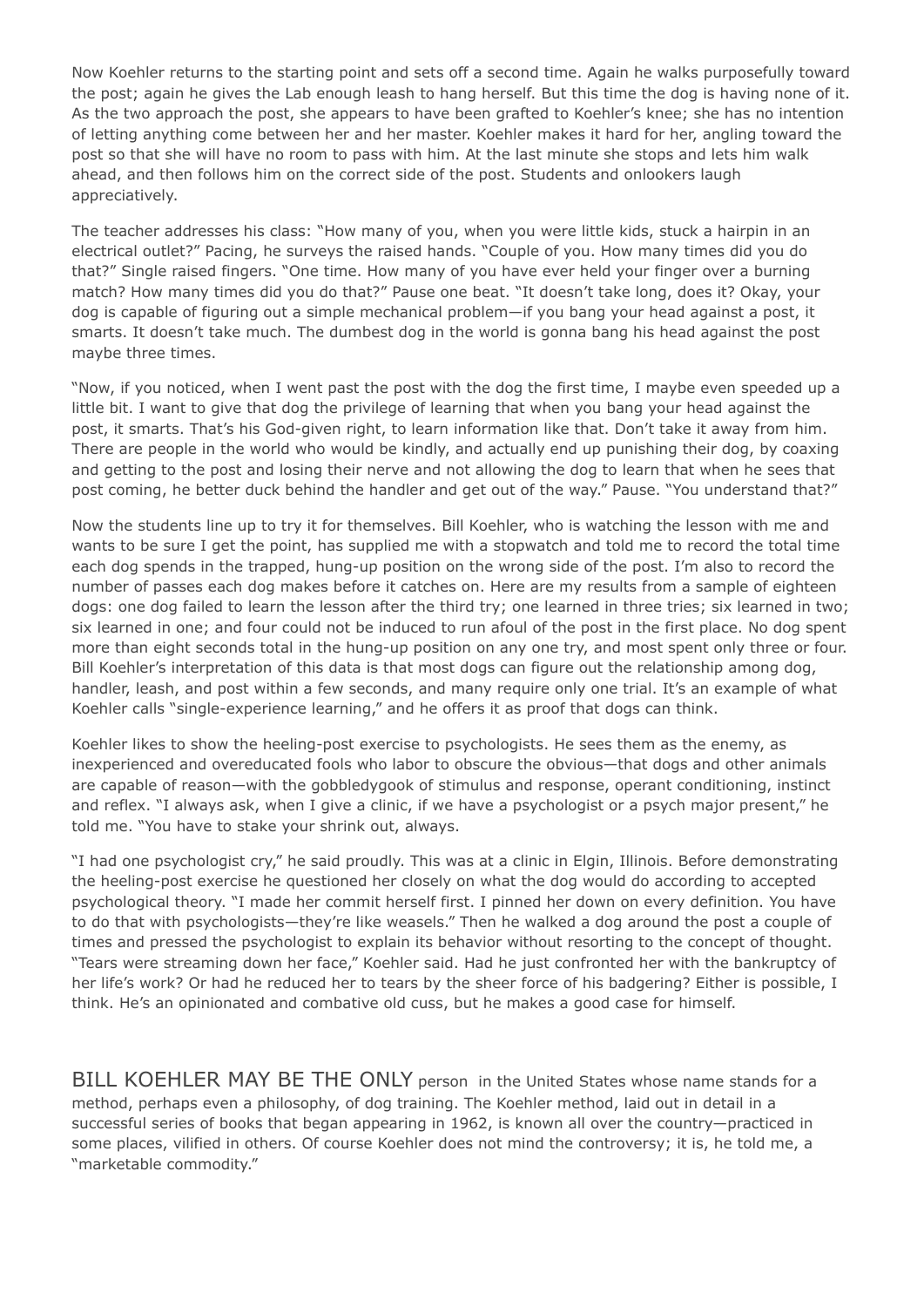Now Koehler returns to the starting point and sets off a second time. Again he walks purposefully toward the post; again he gives the Lab enough leash to hang herself. But this time the dog is having none of it. As the two approach the post, she appears to have been grafted to Koehler's knee; she has no intention of letting anything come between her and her master. Koehler makes it hard for her, angling toward the post so that she will have no room to pass with him. At the last minute she stops and lets him walk ahead, and then follows him on the correct side of the post. Students and onlookers laugh appreciatively.

The teacher addresses his class: "How many of you, when you were little kids, stuck a hairpin in an electrical outlet?" Pacing, he surveys the raised hands. "Couple of you. How many times did you do that?" Single raised fingers. "One time. How many of you have ever held your finger over a burning match? How many times did you do that?" Pause one beat. "It doesn't take long, does it? Okay, your dog is capable of figuring out a simple mechanical problem—if you bang your head against a post, it smarts. It doesn't take much. The dumbest dog in the world is gonna bang his head against the post maybe three times.

"Now, if you noticed, when I went past the post with the dog the first time, I maybe even speeded up a little bit. I want to give that dog the privilege of learning that when you bang your head against the post, it smarts. That's his God-given right, to learn information like that. Don't take it away from him. There are people in the world who would be kindly, and actually end up punishing their dog, by coaxing and getting to the post and losing their nerve and not allowing the dog to learn that when he sees that post coming, he better duck behind the handler and get out of the way." Pause. "You understand that?"

Now the students line up to try it for themselves. Bill Koehler, who is watching the lesson with me and wants to be sure I get the point, has supplied me with a stopwatch and told me to record the total time each dog spends in the trapped, hung-up position on the wrong side of the post. I'm also to record the number of passes each dog makes before it catches on. Here are my results from a sample of eighteen dogs: one dog failed to learn the lesson after the third try; one learned in three tries; six learned in two; six learned in one; and four could not be induced to run afoul of the post in the first place. No dog spent more than eight seconds total in the hung-up position on any one try, and most spent only three or four. Bill Koehler's interpretation of this data is that most dogs can figure out the relationship among dog, handler, leash, and post within a few seconds, and many require only one trial. It's an example of what Koehler calls "single-experience learning," and he offers it as proof that dogs can think.

Koehler likes to show the heeling-post exercise to psychologists. He sees them as the enemy, as inexperienced and overeducated fools who labor to obscure the obvious—that dogs and other animals are capable of reason—with the gobbledygook of stimulus and response, operant conditioning, instinct and reflex. "I always ask, when I give a clinic, if we have a psychologist or a psych major present," he told me. "You have to stake your shrink out, always.

"I had one psychologist cry," he said proudly. This was at a clinic in Elgin, Illinois. Before demonstrating the heeling-post exercise he questioned her closely on what the dog would do according to accepted psychological theory. "I made her commit herself first. I pinned her down on every definition. You have to do that with psychologists—they're like weasels." Then he walked a dog around the post a couple of times and pressed the psychologist to explain its behavior without resorting to the concept of thought. "Tears were streaming down her face," Koehler said. Had he just confronted her with the bankruptcy of her life's work? Or had he reduced her to tears by the sheer force of his badgering? Either is possible, I think. He's an opinionated and combative old cuss, but he makes a good case for himself.

BILL KOEHLER MAY BE THE ONLY person in the United States whose name stands for a method, perhaps even a philosophy, of dog training. The Koehler method, laid out in detail in a successful series of books that began appearing in 1962, is known all over the country—practiced in some places, vilified in others. Of course Koehler does not mind the controversy; it is, he told me, a "marketable commodity."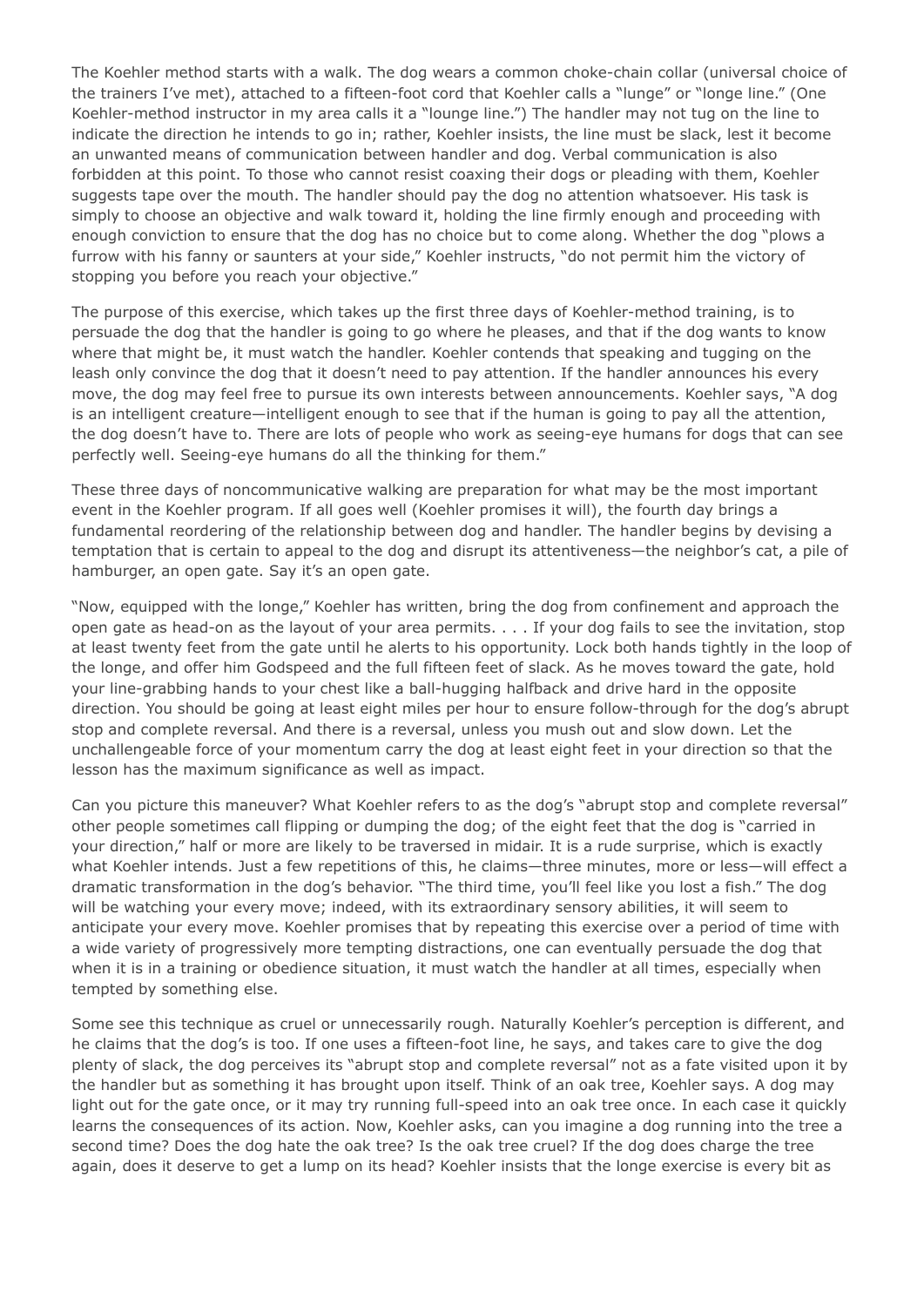The Koehler method starts with a walk. The dog wears a common choke-chain collar (universal choice of the trainers I've met), attached to a fifteen-foot cord that Koehler calls a "lunge" or "longe line." (One Koehler-method instructor in my area calls it a "lounge line.") The handler may not tug on the line to indicate the direction he intends to go in; rather, Koehler insists, the line must be slack, lest it become an unwanted means of communication between handler and dog. Verbal communication is also forbidden at this point. To those who cannot resist coaxing their dogs or pleading with them, Koehler suggests tape over the mouth. The handler should pay the dog no attention whatsoever. His task is simply to choose an objective and walk toward it, holding the line firmly enough and proceeding with enough conviction to ensure that the dog has no choice but to come along. Whether the dog "plows a furrow with his fanny or saunters at your side," Koehler instructs, "do not permit him the victory of stopping you before you reach your objective."

The purpose of this exercise, which takes up the first three days of Koehler-method training, is to persuade the dog that the handler is going to go where he pleases, and that if the dog wants to know where that might be, it must watch the handler. Koehler contends that speaking and tugging on the leash only convince the dog that it doesn't need to pay attention. If the handler announces his every move, the dog may feel free to pursue its own interests between announcements. Koehler says, "A dog is an intelligent creature—intelligent enough to see that if the human is going to pay all the attention, the dog doesn't have to. There are lots of people who work as seeing-eye humans for dogs that can see perfectly well. Seeing-eye humans do all the thinking for them."

These three days of noncommunicative walking are preparation for what may be the most important event in the Koehler program. If all goes well (Koehler promises it will), the fourth day brings a fundamental reordering of the relationship between dog and handler. The handler begins by devising a temptation that is certain to appeal to the dog and disrupt its attentiveness—the neighbor's cat, a pile of hamburger, an open gate. Say it's an open gate.

"Now, equipped with the longe," Koehler has written, bring the dog from confinement and approach the open gate as head-on as the layout of your area permits. . . . If your dog fails to see the invitation, stop at least twenty feet from the gate until he alerts to his opportunity. Lock both hands tightly in the loop of the longe, and offer him Godspeed and the full fifteen feet of slack. As he moves toward the gate, hold your line-grabbing hands to your chest like a ball-hugging halfback and drive hard in the opposite direction. You should be going at least eight miles per hour to ensure follow-through for the dog's abrupt stop and complete reversal. And there is a reversal, unless you mush out and slow down. Let the unchallengeable force of your momentum carry the dog at least eight feet in your direction so that the lesson has the maximum significance as well as impact.

Can you picture this maneuver? What Koehler refers to as the dog's "abrupt stop and complete reversal" other people sometimes call flipping or dumping the dog; of the eight feet that the dog is "carried in your direction," half or more are likely to be traversed in midair. It is a rude surprise, which is exactly what Koehler intends. Just a few repetitions of this, he claims—three minutes, more or less—will effect a dramatic transformation in the dog's behavior. "The third time, you'll feel like you lost a fish." The dog will be watching your every move; indeed, with its extraordinary sensory abilities, it will seem to anticipate your every move. Koehler promises that by repeating this exercise over a period of time with a wide variety of progressively more tempting distractions, one can eventually persuade the dog that when it is in a training or obedience situation, it must watch the handler at all times, especially when tempted by something else.

Some see this technique as cruel or unnecessarily rough. Naturally Koehler's perception is different, and he claims that the dog's is too. If one uses a fifteen-foot line, he says, and takes care to give the dog plenty of slack, the dog perceives its "abrupt stop and complete reversal" not as a fate visited upon it by the handler but as something it has brought upon itself. Think of an oak tree, Koehler says. A dog may light out for the gate once, or it may try running full-speed into an oak tree once. In each case it quickly learns the consequences of its action. Now, Koehler asks, can you imagine a dog running into the tree a second time? Does the dog hate the oak tree? Is the oak tree cruel? If the dog does charge the tree again, does it deserve to get a lump on its head? Koehler insists that the longe exercise is every bit as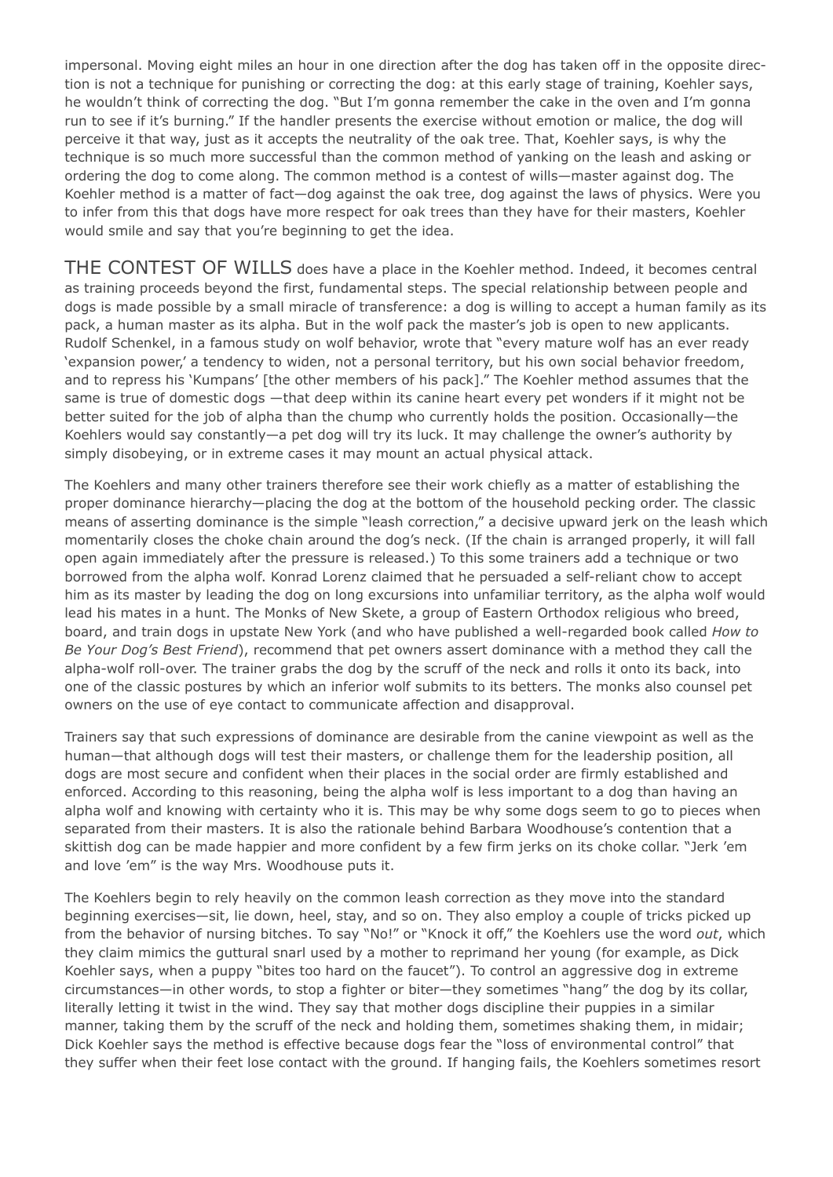impersonal. Moving eight miles an hour in one direction after the dog has taken off in the opposite direction is not a technique for punishing or correcting the dog: at this early stage of training, Koehler says, he wouldn't think of correcting the dog. "But I'm gonna remember the cake in the oven and I'm gonna run to see if it's burning." If the handler presents the exercise without emotion or malice, the dog will perceive it that way, just as it accepts the neutrality of the oak tree. That, Koehler says, is why the technique is so much more successful than the common method of yanking on the leash and asking or ordering the dog to come along. The common method is a contest of wills—master against dog. The Koehler method is a matter of fact—dog against the oak tree, dog against the laws of physics. Were you to infer from this that dogs have more respect for oak trees than they have for their masters, Koehler would smile and say that you're beginning to get the idea.

THE CONTEST OF WILLS does have a place in the Koehler method. Indeed, it becomes central as training proceeds beyond the first, fundamental steps. The special relationship between people and dogs is made possible by a small miracle of transference: a dog is willing to accept a human family as its pack, a human master as its alpha. But in the wolf pack the master's job is open to new applicants. Rudolf Schenkel, in a famous study on wolf behavior, wrote that "every mature wolf has an ever ready 'expansion power,' a tendency to widen, not a personal territory, but his own social behavior freedom, and to repress his 'Kumpans' [the other members of his pack]." The Koehler method assumes that the same is true of domestic dogs —that deep within its canine heart every pet wonders if it might not be better suited for the job of alpha than the chump who currently holds the position. Occasionally—the Koehlers would say constantly—a pet dog will try its luck. It may challenge the owner's authority by simply disobeying, or in extreme cases it may mount an actual physical attack.

The Koehlers and many other trainers therefore see their work chiefly as a matter of establishing the proper dominance hierarchy—placing the dog at the bottom of the household pecking order. The classic means of asserting dominance is the simple "leash correction," a decisive upward jerk on the leash which momentarily closes the choke chain around the dog's neck. (If the chain is arranged properly, it will fall open again immediately after the pressure is released.) To this some trainers add a technique or two borrowed from the alpha wolf. Konrad Lorenz claimed that he persuaded a self-reliant chow to accept him as its master by leading the dog on long excursions into unfamiliar territory, as the alpha wolf would lead his mates in a hunt. The Monks of New Skete, a group of Eastern Orthodox religious who breed, board, and train dogs in upstate New York (and who have published a well-regarded book called *How to Be Your Dog's Best Friend*), recommend that pet owners assert dominance with a method they call the alpha-wolf roll-over. The trainer grabs the dog by the scruff of the neck and rolls it onto its back, into one of the classic postures by which an inferior wolf submits to its betters. The monks also counsel pet owners on the use of eye contact to communicate affection and disapproval.

Trainers say that such expressions of dominance are desirable from the canine viewpoint as well as the human—that although dogs will test their masters, or challenge them for the leadership position, all dogs are most secure and confident when their places in the social order are firmly established and enforced. According to this reasoning, being the alpha wolf is less important to a dog than having an alpha wolf and knowing with certainty who it is. This may be why some dogs seem to go to pieces when separated from their masters. It is also the rationale behind Barbara Woodhouse's contention that a skittish dog can be made happier and more confident by a few firm jerks on its choke collar. "Jerk 'em and love 'em" is the way Mrs. Woodhouse puts it.

The Koehlers begin to rely heavily on the common leash correction as they move into the standard beginning exercises—sit, lie down, heel, stay, and so on. They also employ a couple of tricks picked up from the behavior of nursing bitches. To say "No!" or "Knock it off," the Koehlers use the word *out*, which they claim mimics the guttural snarl used by a mother to reprimand her young (for example, as Dick Koehler says, when a puppy "bites too hard on the faucet"). To control an aggressive dog in extreme circumstances—in other words, to stop a fighter or biter—they sometimes "hang" the dog by its collar, literally letting it twist in the wind. They say that mother dogs discipline their puppies in a similar manner, taking them by the scruff of the neck and holding them, sometimes shaking them, in midair; Dick Koehler says the method is effective because dogs fear the "loss of environmental control" that they suffer when their feet lose contact with the ground. If hanging fails, the Koehlers sometimes resort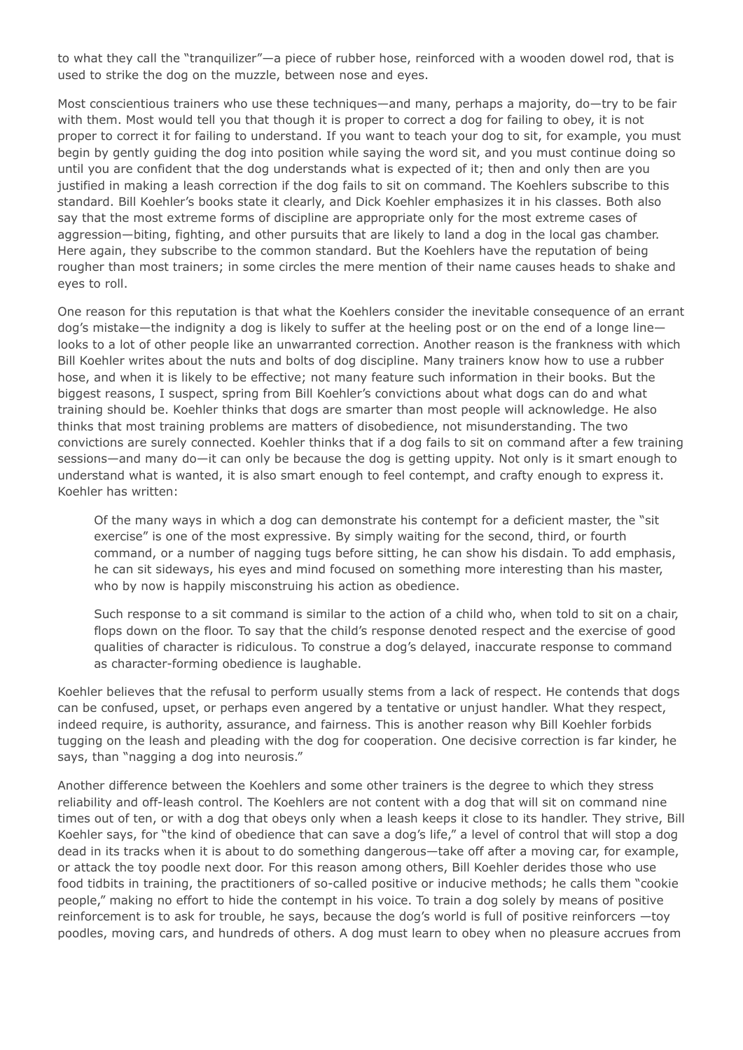to what they call the "tranquilizer"—a piece of rubber hose, reinforced with a wooden dowel rod, that is used to strike the dog on the muzzle, between nose and eyes.

Most conscientious trainers who use these techniques—and many, perhaps a majority, do—try to be fair with them. Most would tell you that though it is proper to correct a dog for failing to obey, it is not proper to correct it for failing to understand. If you want to teach your dog to sit, for example, you must begin by gently guiding the dog into position while saying the word sit, and you must continue doing so until you are confident that the dog understands what is expected of it; then and only then are you justified in making a leash correction if the dog fails to sit on command. The Koehlers subscribe to this standard. Bill Koehler's books state it clearly, and Dick Koehler emphasizes it in his classes. Both also say that the most extreme forms of discipline are appropriate only for the most extreme cases of aggression—biting, fighting, and other pursuits that are likely to land a dog in the local gas chamber. Here again, they subscribe to the common standard. But the Koehlers have the reputation of being rougher than most trainers; in some circles the mere mention of their name causes heads to shake and eyes to roll.

One reason for this reputation is that what the Koehlers consider the inevitable consequence of an errant dog's mistake—the indignity a dog is likely to suffer at the heeling post or on the end of a longe line—looks to a lot of other people like an unwarranted correction. Another reason is the frankness with which Bill Koehler writes about the nuts and bolts of dog discipline. Many trainers know how to use a rubber hose, and when it is likely to be effective; not many feature such information in their books. But the biggest reasons, I suspect, spring from Bill Koehler's convictions about what dogs can do and what training should be. Koehler thinks that dogs are smarter than most people will acknowledge. He also thinks that most training problems are matters of disobedience, not misunderstanding. The two convictions are surely connected. Koehler thinks that if a dog fails to sit on command after a few training sessions—and many do—it can only be because the dog is getting uppity. Not only is it smart enough to understand what is wanted, it is also smart enough to feel contempt, and crafty enough to express it. Koehler has written:

> Of the many ways in which a dog can demonstrate his contempt for a deficient master, the "sit exercise" is one of the most expressive. By simply waiting for the second, third, or fourth command, or a number of nagging tugs before sitting, he can show his disdain. To add emphasis, he can sit sideways, his eyes and mind focused on something more interesting than his master, who by now is happily misconstruing his action as obedience.
>
> Such response to a sit command is similar to the action of a child who, when told to sit on a chair, flops down on the floor. To say that the child's response denoted respect and the exercise of good qualities of character is ridiculous. To construe a dog's delayed, inaccurate response to command as character-forming obedience is laughable.

Koehler believes that the refusal to perform usually stems from a lack of respect. He contends that dogs can be confused, upset, or perhaps even angered by a tentative or unjust handler. What they respect, indeed require, is authority, assurance, and fairness. This is another reason why Bill Koehler forbids tugging on the leash and pleading with the dog for cooperation. One decisive correction is far kinder, he says, than "nagging a dog into neurosis."

Another difference between the Koehlers and some other trainers is the degree to which they stress reliability and off-leash control. The Koehlers are not content with a dog that will sit on command nine times out of ten, or with a dog that obeys only when a leash keeps it close to its handler. They strive, Bill Koehler says, for "the kind of obedience that can save a dog's life," a level of control that will stop a dog dead in its tracks when it is about to do something dangerous—take off after a moving car, for example, or attack the toy poodle next door. For this reason among others, Bill Koehler derides those who use food tidbits in training, the practitioners of so-called positive or inducive methods; he calls them "cookie people," making no effort to hide the contempt in his voice. To train a dog solely by means of positive reinforcement is to ask for trouble, he says, because the dog's world is full of positive reinforcers —toy poodles, moving cars, and hundreds of others. A dog must learn to obey when no pleasure accrues from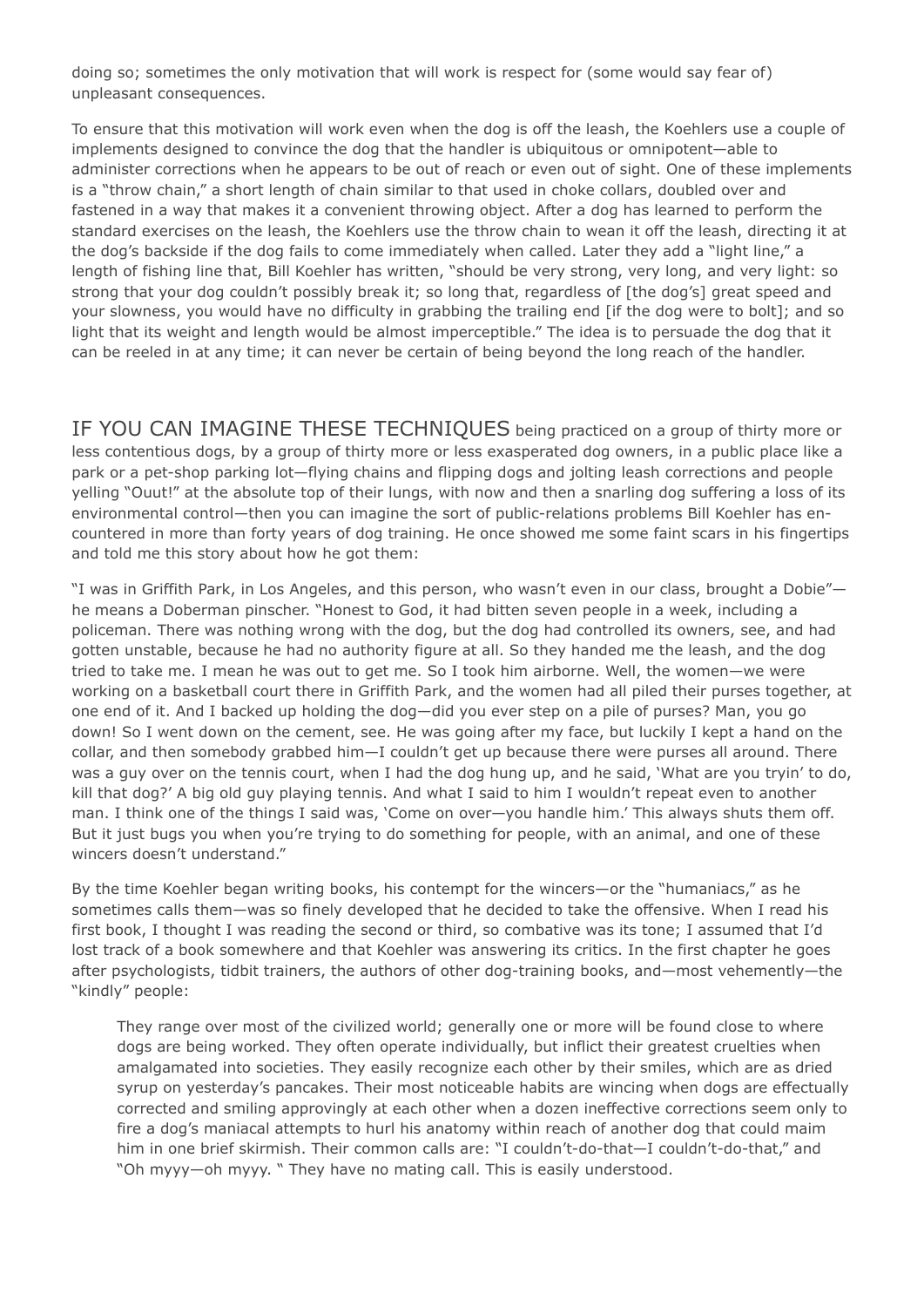doing so; sometimes the only motivation that will work is respect for (some would say fear of) unpleasant consequences.

To ensure that this motivation will work even when the dog is off the leash, the Koehlers use a couple of implements designed to convince the dog that the handler is ubiquitous or omnipotent—able to administer corrections when he appears to be out of reach or even out of sight. One of these implements is a "throw chain," a short length of chain similar to that used in choke collars, doubled over and fastened in a way that makes it a convenient throwing object. After a dog has learned to perform the standard exercises on the leash, the Koehlers use the throw chain to wean it off the leash, directing it at the dog's backside if the dog fails to come immediately when called. Later they add a "light line," a length of fishing line that, Bill Koehler has written, "should be very strong, very long, and very light: so strong that your dog couldn't possibly break it; so long that, regardless of [the dog's] great speed and your slowness, you would have no difficulty in grabbing the trailing end [if the dog were to bolt]; and so light that its weight and length would be almost imperceptible." The idea is to persuade the dog that it can be reeled in at any time; it can never be certain of being beyond the long reach of the handler.

IF YOU CAN IMAGINE THESE TECHNIQUES being practiced on a group of thirty more or less contentious dogs, by a group of thirty more or less exasperated dog owners, in a public place like a park or a pet-shop parking lot—flying chains and flipping dogs and jolting leash corrections and people yelling "Ouut!" at the absolute top of their lungs, with now and then a snarling dog suffering a loss of its environmental control—then you can imagine the sort of public-relations problems Bill Koehler has encountered in more than forty years of dog training. He once showed me some faint scars in his fingertips and told me this story about how he got them:

"I was in Griffith Park, in Los Angeles, and this person, who wasn't even in our class, brought a Dobie"—he means a Doberman pinscher. "Honest to God, it had bitten seven people in a week, including a policeman. There was nothing wrong with the dog, but the dog had controlled its owners, see, and had gotten unstable, because he had no authority figure at all. So they handed me the leash, and the dog tried to take me. I mean he was out to get me. So I took him airborne. Well, the women—we were working on a basketball court there in Griffith Park, and the women had all piled their purses together, at one end of it. And I backed up holding the dog—did you ever step on a pile of purses? Man, you go down! So I went down on the cement, see. He was going after my face, but luckily I kept a hand on the collar, and then somebody grabbed him—I couldn't get up because there were purses all around. There was a guy over on the tennis court, when I had the dog hung up, and he said, 'What are you tryin' to do, kill that dog?' A big old guy playing tennis. And what I said to him I wouldn't repeat even to another man. I think one of the things I said was, 'Come on over—you handle him.' This always shuts them off. But it just bugs you when you're trying to do something for people, with an animal, and one of these wincers doesn't understand."

By the time Koehler began writing books, his contempt for the wincers—or the "humaniacs," as he sometimes calls them—was so finely developed that he decided to take the offensive. When I read his first book, I thought I was reading the second or third, so combative was its tone; I assumed that I'd lost track of a book somewhere and that Koehler was answering its critics. In the first chapter he goes after psychologists, tidbit trainers, the authors of other dog-training books, and—most vehemently—the "kindly" people:

> They range over most of the civilized world; generally one or more will be found close to where dogs are being worked. They often operate individually, but inflict their greatest cruelties when amalgamated into societies. They easily recognize each other by their smiles, which are as dried syrup on yesterday's pancakes. Their most noticeable habits are wincing when dogs are effectually corrected and smiling approvingly at each other when a dozen ineffective corrections seem only to fire a dog's maniacal attempts to hurl his anatomy within reach of another dog that could maim him in one brief skirmish. Their common calls are: "I couldn't-do-that—I couldn't-do-that," and "Oh myyy—oh myyy. " They have no mating call. This is easily understood.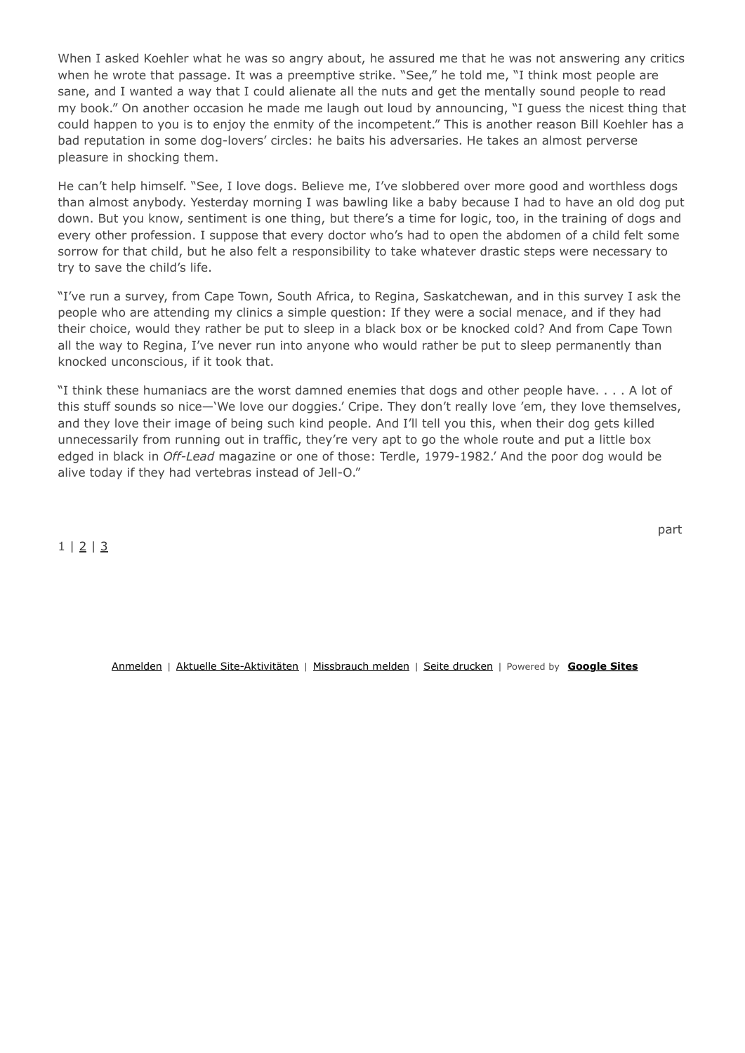When I asked Koehler what he was so angry about, he assured me that he was not answering any critics when he wrote that passage. It was a preemptive strike. "See," he told me, "I think most people are sane, and I wanted a way that I could alienate all the nuts and get the mentally sound people to read my book." On another occasion he made me laugh out loud by announcing, "I guess the nicest thing that could happen to you is to enjoy the enmity of the incompetent." This is another reason Bill Koehler has a bad reputation in some dog-lovers' circles: he baits his adversaries. He takes an almost perverse pleasure in shocking them.

He can't help himself. "See, I love dogs. Believe me, I've slobbered over more good and worthless dogs than almost anybody. Yesterday morning I was bawling like a baby because I had to have an old dog put down. But you know, sentiment is one thing, but there's a time for logic, too, in the training of dogs and every other profession. I suppose that every doctor who's had to open the abdomen of a child felt some sorrow for that child, but he also felt a responsibility to take whatever drastic steps were necessary to try to save the child's life.

"I've run a survey, from Cape Town, South Africa, to Regina, Saskatchewan, and in this survey I ask the people who are attending my clinics a simple question: If they were a social menace, and if they had their choice, would they rather be put to sleep in a black box or be knocked cold? And from Cape Town all the way to Regina, I've never run into anyone who would rather be put to sleep permanently than knocked unconscious, if it took that.

"I think these humaniacs are the worst damned enemies that dogs and other people have. . . . A lot of this stuff sounds so nice—'We love our doggies.' Cripe. They don't really love 'em, they love themselves, and they love their image of being such kind people. And I'll tell you this, when their dog gets killed unnecessarily from running out in traffic, they're very apt to go the whole route and put a little box edged in black in *Off-Lead* magazine or one of those: Terdle, 1979-1982.' And the poor dog would be alive today if they had vertebras instead of Jell-O."

part

1 | 2 | 3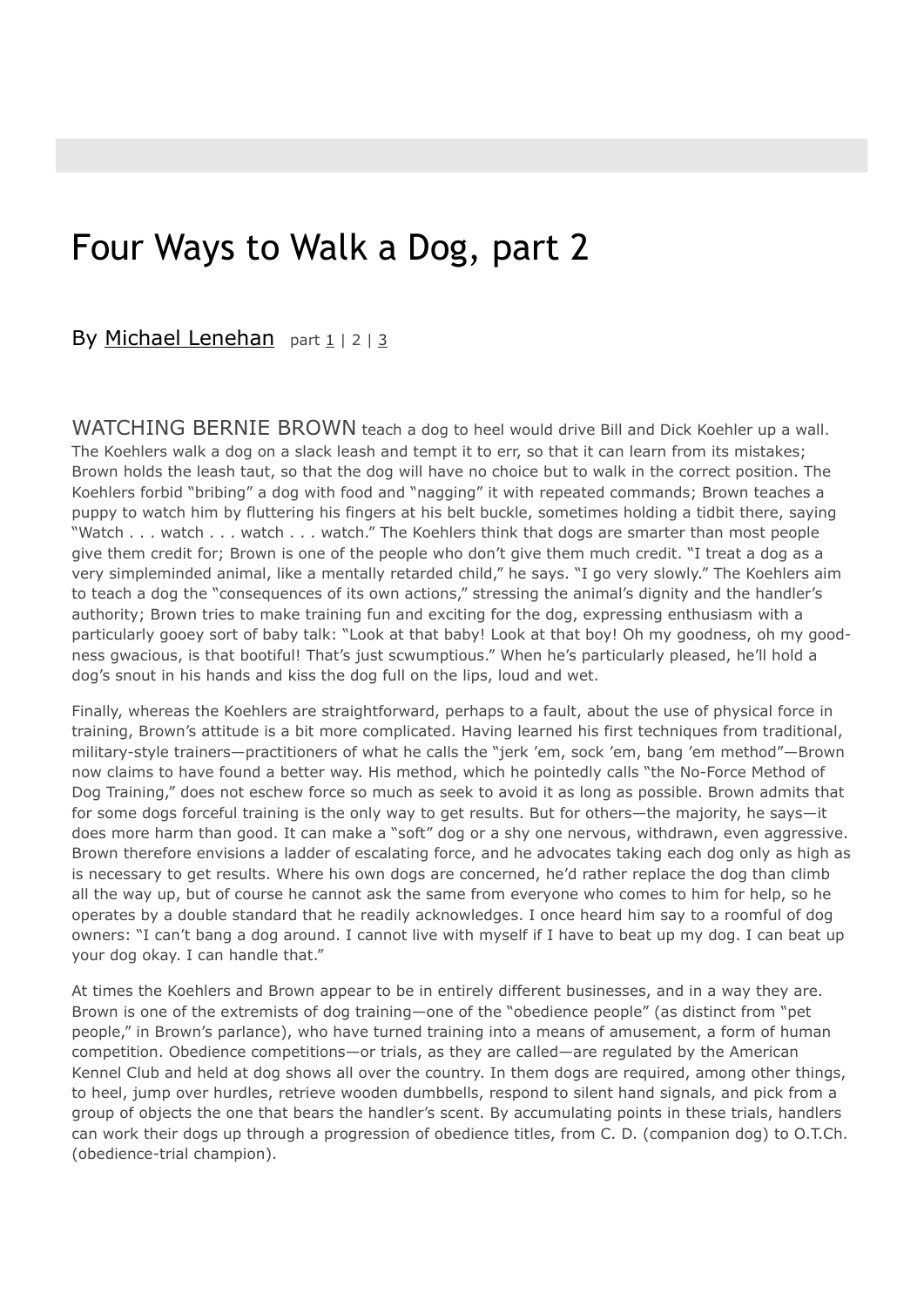# Four Ways to Walk a Dog, part 2

By Michael Lenehan part 1 | 2 | 3

WATCHING BERNIE BROWN teach a dog to heel would drive Bill and Dick Koehler up a wall. The Koehlers walk a dog on a slack leash and tempt it to err, so that it can learn from its mistakes; Brown holds the leash taut, so that the dog will have no choice but to walk in the correct position. The Koehlers forbid "bribing" a dog with food and "nagging" it with repeated commands; Brown teaches a puppy to watch him by fluttering his fingers at his belt buckle, sometimes holding a tidbit there, saying "Watch . . . watch . . . watch . . . watch." The Koehlers think that dogs are smarter than most people give them credit for; Brown is one of the people who don't give them much credit. "I treat a dog as a very simpleminded animal, like a mentally retarded child," he says. "I go very slowly." The Koehlers aim to teach a dog the "consequences of its own actions," stressing the animal's dignity and the handler's authority; Brown tries to make training fun and exciting for the dog, expressing enthusiasm with a particularly gooey sort of baby talk: "Look at that baby! Look at that boy! Oh my goodness, oh my goodness gwacious, is that bootiful! That's just scwumptious." When he's particularly pleased, he'll hold a dog's snout in his hands and kiss the dog full on the lips, loud and wet.

Finally, whereas the Koehlers are straightforward, perhaps to a fault, about the use of physical force in training, Brown's attitude is a bit more complicated. Having learned his first techniques from traditional, military-style trainers—practitioners of what he calls the "jerk 'em, sock 'em, bang 'em method"—Brown now claims to have found a better way. His method, which he pointedly calls "the No-Force Method of Dog Training," does not eschew force so much as seek to avoid it as long as possible. Brown admits that for some dogs forceful training is the only way to get results. But for others—the majority, he says—it does more harm than good. It can make a "soft" dog or a shy one nervous, withdrawn, even aggressive. Brown therefore envisions a ladder of escalating force, and he advocates taking each dog only as high as is necessary to get results. Where his own dogs are concerned, he'd rather replace the dog than climb all the way up, but of course he cannot ask the same from everyone who comes to him for help, so he operates by a double standard that he readily acknowledges. I once heard him say to a roomful of dog owners: "I can't bang a dog around. I cannot live with myself if I have to beat up my dog. I can beat up your dog okay. I can handle that."

At times the Koehlers and Brown appear to be in entirely different businesses, and in a way they are. Brown is one of the extremists of dog training—one of the "obedience people" (as distinct from "pet people," in Brown's parlance), who have turned training into a means of amusement, a form of human competition. Obedience competitions—or trials, as they are called—are regulated by the American Kennel Club and held at dog shows all over the country. In them dogs are required, among other things, to heel, jump over hurdles, retrieve wooden dumbbells, respond to silent hand signals, and pick from a group of objects the one that bears the handler's scent. By accumulating points in these trials, handlers can work their dogs up through a progression of obedience titles, from C. D. (companion dog) to O.T.Ch. (obedience-trial champion).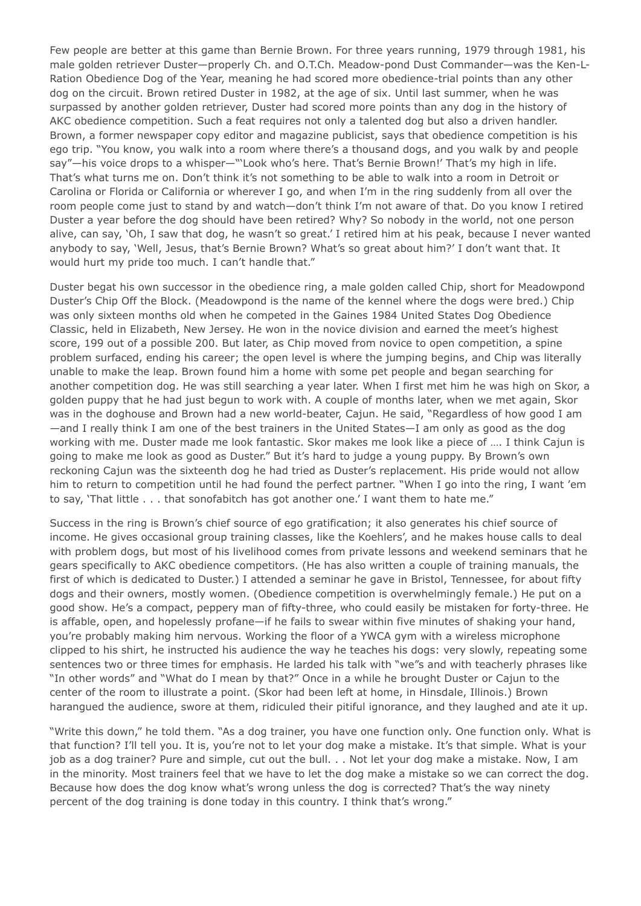Few people are better at this game than Bernie Brown. For three years running, 1979 through 1981, his male golden retriever Duster—properly Ch. and O.T.Ch. Meadow-pond Dust Commander—was the Ken-L-Ration Obedience Dog of the Year, meaning he had scored more obedience-trial points than any other dog on the circuit. Brown retired Duster in 1982, at the age of six. Until last summer, when he was surpassed by another golden retriever, Duster had scored more points than any dog in the history of AKC obedience competition. Such a feat requires not only a talented dog but also a driven handler. Brown, a former newspaper copy editor and magazine publicist, says that obedience competition is his ego trip. "You know, you walk into a room where there's a thousand dogs, and you walk by and people say"—his voice drops to a whisper—"'Look who's here. That's Bernie Brown!' That's my high in life. That's what turns me on. Don't think it's not something to be able to walk into a room in Detroit or Carolina or Florida or California or wherever I go, and when I'm in the ring suddenly from all over the room people come just to stand by and watch—don't think I'm not aware of that. Do you know I retired Duster a year before the dog should have been retired? Why? So nobody in the world, not one person alive, can say, 'Oh, I saw that dog, he wasn't so great.' I retired him at his peak, because I never wanted anybody to say, 'Well, Jesus, that's Bernie Brown? What's so great about him?' I don't want that. It would hurt my pride too much. I can't handle that."

Duster begat his own successor in the obedience ring, a male golden called Chip, short for Meadowpond Duster's Chip Off the Block. (Meadowpond is the name of the kennel where the dogs were bred.) Chip was only sixteen months old when he competed in the Gaines 1984 United States Dog Obedience Classic, held in Elizabeth, New Jersey. He won in the novice division and earned the meet's highest score, 199 out of a possible 200. But later, as Chip moved from novice to open competition, a spine problem surfaced, ending his career; the open level is where the jumping begins, and Chip was literally unable to make the leap. Brown found him a home with some pet people and began searching for another competition dog. He was still searching a year later. When I first met him he was high on Skor, a golden puppy that he had just begun to work with. A couple of months later, when we met again, Skor was in the doghouse and Brown had a new world-beater, Cajun. He said, "Regardless of how good I am—and I really think I am one of the best trainers in the United States—I am only as good as the dog working with me. Duster made me look fantastic. Skor makes me look like a piece of …. I think Cajun is going to make me look as good as Duster." But it's hard to judge a young puppy. By Brown's own reckoning Cajun was the sixteenth dog he had tried as Duster's replacement. His pride would not allow him to return to competition until he had found the perfect partner. "When I go into the ring, I want 'em to say, 'That little . . . that sonofabitch has got another one.' I want them to hate me."

Success in the ring is Brown's chief source of ego gratification; it also generates his chief source of income. He gives occasional group training classes, like the Koehlers', and he makes house calls to deal with problem dogs, but most of his livelihood comes from private lessons and weekend seminars that he gears specifically to AKC obedience competitors. (He has also written a couple of training manuals, the first of which is dedicated to Duster.) I attended a seminar he gave in Bristol, Tennessee, for about fifty dogs and their owners, mostly women. (Obedience competition is overwhelmingly female.) He put on a good show. He's a compact, peppery man of fifty-three, who could easily be mistaken for forty-three. He is affable, open, and hopelessly profane—if he fails to swear within five minutes of shaking your hand, you're probably making him nervous. Working the floor of a YWCA gym with a wireless microphone clipped to his shirt, he instructed his audience the way he teaches his dogs: very slowly, repeating some sentences two or three times for emphasis. He larded his talk with "we"s and with teacherly phrases like "In other words" and "What do I mean by that?" Once in a while he brought Duster or Cajun to the center of the room to illustrate a point. (Skor had been left at home, in Hinsdale, Illinois.) Brown harangued the audience, swore at them, ridiculed their pitiful ignorance, and they laughed and ate it up.

"Write this down," he told them. "As a dog trainer, you have one function only. One function only. What is that function? I'll tell you. It is, you're not to let your dog make a mistake. It's that simple. What is your job as a dog trainer? Pure and simple, cut out the bull. . . Not let your dog make a mistake. Now, I am in the minority. Most trainers feel that we have to let the dog make a mistake so we can correct the dog. Because how does the dog know what's wrong unless the dog is corrected? That's the way ninety percent of the dog training is done today in this country. I think that's wrong."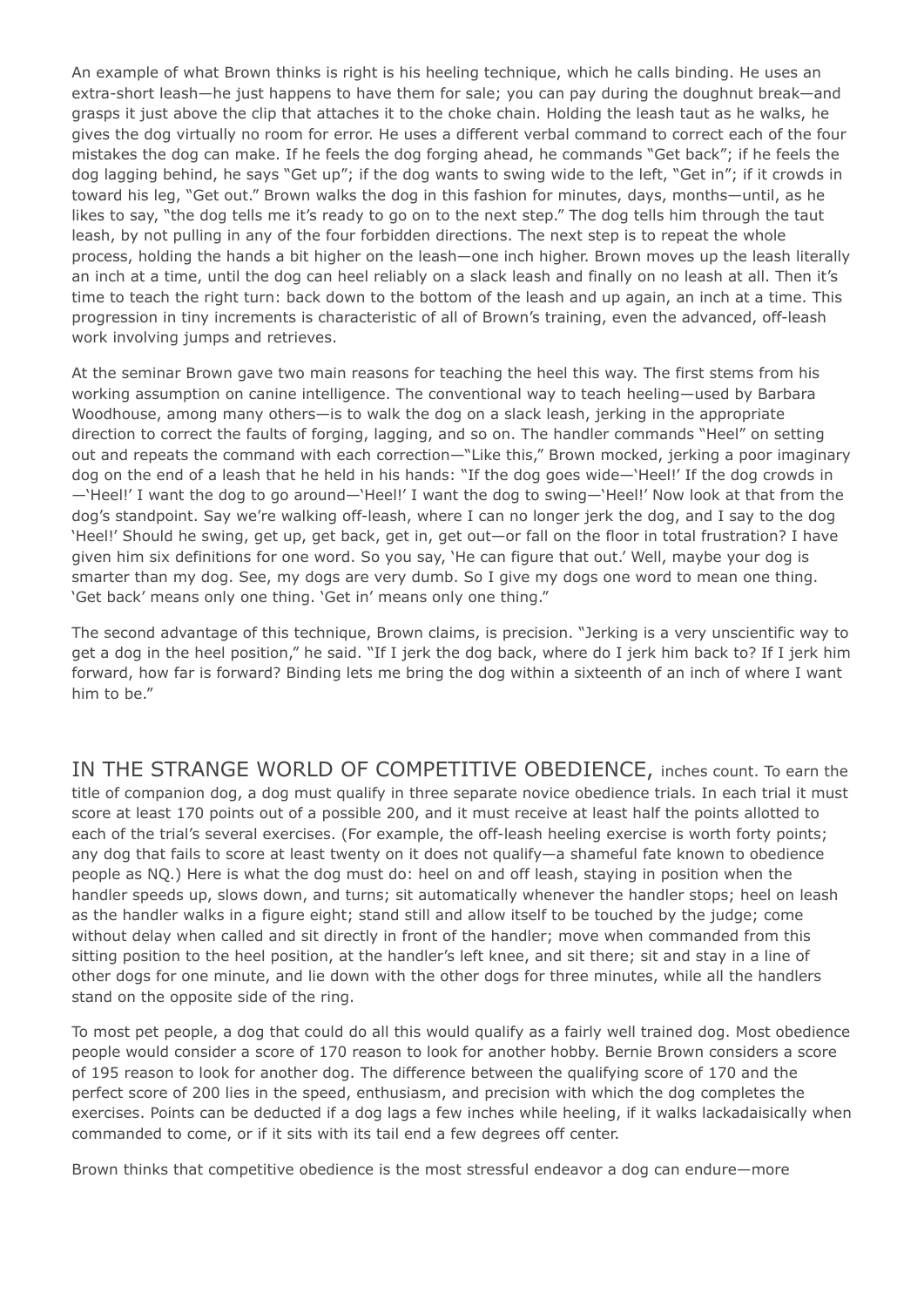An example of what Brown thinks is right is his heeling technique, which he calls binding. He uses an extra-short leash—he just happens to have them for sale; you can pay during the doughnut break—and grasps it just above the clip that attaches it to the choke chain. Holding the leash taut as he walks, he gives the dog virtually no room for error. He uses a different verbal command to correct each of the four mistakes the dog can make. If he feels the dog forging ahead, he commands "Get back"; if he feels the dog lagging behind, he says "Get up"; if the dog wants to swing wide to the left, "Get in"; if it crowds in toward his leg, "Get out." Brown walks the dog in this fashion for minutes, days, months—until, as he likes to say, "the dog tells me it's ready to go on to the next step." The dog tells him through the taut leash, by not pulling in any of the four forbidden directions. The next step is to repeat the whole process, holding the hands a bit higher on the leash—one inch higher. Brown moves up the leash literally an inch at a time, until the dog can heel reliably on a slack leash and finally on no leash at all. Then it's time to teach the right turn: back down to the bottom of the leash and up again, an inch at a time. This progression in tiny increments is characteristic of all of Brown's training, even the advanced, off-leash work involving jumps and retrieves.

At the seminar Brown gave two main reasons for teaching the heel this way. The first stems from his working assumption on canine intelligence. The conventional way to teach heeling—used by Barbara Woodhouse, among many others—is to walk the dog on a slack leash, jerking in the appropriate direction to correct the faults of forging, lagging, and so on. The handler commands "Heel" on setting out and repeats the command with each correction—"Like this," Brown mocked, jerking a poor imaginary dog on the end of a leash that he held in his hands: "If the dog goes wide—'Heel!' If the dog crowds in—'Heel!' I want the dog to go around—'Heel!' I want the dog to swing—'Heel!' Now look at that from the dog's standpoint. Say we're walking off-leash, where I can no longer jerk the dog, and I say to the dog 'Heel!' Should he swing, get up, get back, get in, get out—or fall on the floor in total frustration? I have given him six definitions for one word. So you say, 'He can figure that out.' Well, maybe your dog is smarter than my dog. See, my dogs are very dumb. So I give my dogs one word to mean one thing. 'Get back' means only one thing. 'Get in' means only one thing."

The second advantage of this technique, Brown claims, is precision. "Jerking is a very unscientific way to get a dog in the heel position," he said. "If I jerk the dog back, where do I jerk him back to? If I jerk him forward, how far is forward? Binding lets me bring the dog within a sixteenth of an inch of where I want him to be."

IN THE STRANGE WORLD OF COMPETITIVE OBEDIENCE, inches count. To earn the title of companion dog, a dog must qualify in three separate novice obedience trials. In each trial it must score at least 170 points out of a possible 200, and it must receive at least half the points allotted to each of the trial's several exercises. (For example, the off-leash heeling exercise is worth forty points; any dog that fails to score at least twenty on it does not qualify—a shameful fate known to obedience people as NQ.) Here is what the dog must do: heel on and off leash, staying in position when the handler speeds up, slows down, and turns; sit automatically whenever the handler stops; heel on leash as the handler walks in a figure eight; stand still and allow itself to be touched by the judge; come without delay when called and sit directly in front of the handler; move when commanded from this sitting position to the heel position, at the handler's left knee, and sit there; sit and stay in a line of other dogs for one minute, and lie down with the other dogs for three minutes, while all the handlers stand on the opposite side of the ring.

To most pet people, a dog that could do all this would qualify as a fairly well trained dog. Most obedience people would consider a score of 170 reason to look for another hobby. Bernie Brown considers a score of 195 reason to look for another dog. The difference between the qualifying score of 170 and the perfect score of 200 lies in the speed, enthusiasm, and precision with which the dog completes the exercises. Points can be deducted if a dog lags a few inches while heeling, if it walks lackadaisically when commanded to come, or if it sits with its tail end a few degrees off center.

Brown thinks that competitive obedience is the most stressful endeavor a dog can endure—more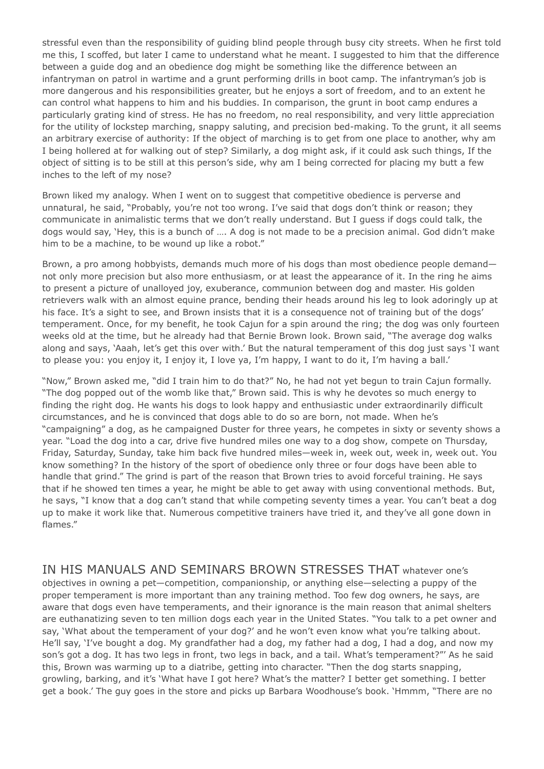stressful even than the responsibility of guiding blind people through busy city streets. When he first told me this, I scoffed, but later I came to understand what he meant. I suggested to him that the difference between a guide dog and an obedience dog might be something like the difference between an infantryman on patrol in wartime and a grunt performing drills in boot camp. The infantryman's job is more dangerous and his responsibilities greater, but he enjoys a sort of freedom, and to an extent he can control what happens to him and his buddies. In comparison, the grunt in boot camp endures a particularly grating kind of stress. He has no freedom, no real responsibility, and very little appreciation for the utility of lockstep marching, snappy saluting, and precision bed-making. To the grunt, it all seems an arbitrary exercise of authority: If the object of marching is to get from one place to another, why am I being hollered at for walking out of step? Similarly, a dog might ask, if it could ask such things, If the object of sitting is to be still at this person's side, why am I being corrected for placing my butt a few inches to the left of my nose?

Brown liked my analogy. When I went on to suggest that competitive obedience is perverse and unnatural, he said, "Probably, you're not too wrong. I've said that dogs don't think or reason; they communicate in animalistic terms that we don't really understand. But I guess if dogs could talk, the dogs would say, 'Hey, this is a bunch of …. A dog is not made to be a precision animal. God didn't make him to be a machine, to be wound up like a robot."

Brown, a pro among hobbyists, demands much more of his dogs than most obedience people demand—not only more precision but also more enthusiasm, or at least the appearance of it. In the ring he aims to present a picture of unalloyed joy, exuberance, communion between dog and master. His golden retrievers walk with an almost equine prance, bending their heads around his leg to look adoringly up at his face. It's a sight to see, and Brown insists that it is a consequence not of training but of the dogs' temperament. Once, for my benefit, he took Cajun for a spin around the ring; the dog was only fourteen weeks old at the time, but he already had that Bernie Brown look. Brown said, "The average dog walks along and says, 'Aaah, let's get this over with.' But the natural temperament of this dog just says 'I want to please you: you enjoy it, I enjoy it, I love ya, I'm happy, I want to do it, I'm having a ball.'

"Now," Brown asked me, "did I train him to do that?" No, he had not yet begun to train Cajun formally. "The dog popped out of the womb like that," Brown said. This is why he devotes so much energy to finding the right dog. He wants his dogs to look happy and enthusiastic under extraordinarily difficult circumstances, and he is convinced that dogs able to do so are born, not made. When he's "campaigning" a dog, as he campaigned Duster for three years, he competes in sixty or seventy shows a year. "Load the dog into a car, drive five hundred miles one way to a dog show, compete on Thursday, Friday, Saturday, Sunday, take him back five hundred miles—week in, week out, week in, week out. You know something? In the history of the sport of obedience only three or four dogs have been able to handle that grind." The grind is part of the reason that Brown tries to avoid forceful training. He says that if he showed ten times a year, he might be able to get away with using conventional methods. But, he says, "I know that a dog can't stand that while competing seventy times a year. You can't beat a dog up to make it work like that. Numerous competitive trainers have tried it, and they've all gone down in flames."

IN HIS MANUALS AND SEMINARS BROWN STRESSES THAT whatever one's objectives in owning a pet—competition, companionship, or anything else—selecting a puppy of the proper temperament is more important than any training method. Too few dog owners, he says, are aware that dogs even have temperaments, and their ignorance is the main reason that animal shelters are euthanatizing seven to ten million dogs each year in the United States. "You talk to a pet owner and say, 'What about the temperament of your dog?' and he won't even know what you're talking about. He'll say, 'I've bought a dog. My grandfather had a dog, my father had a dog, I had a dog, and now my son's got a dog. It has two legs in front, two legs in back, and a tail. What's temperament?"' As he said this, Brown was warming up to a diatribe, getting into character. "Then the dog starts snapping, growling, barking, and it's 'What have I got here? What's the matter? I better get something. I better get a book.' The guy goes in the store and picks up Barbara Woodhouse's book. 'Hmmm, "There are no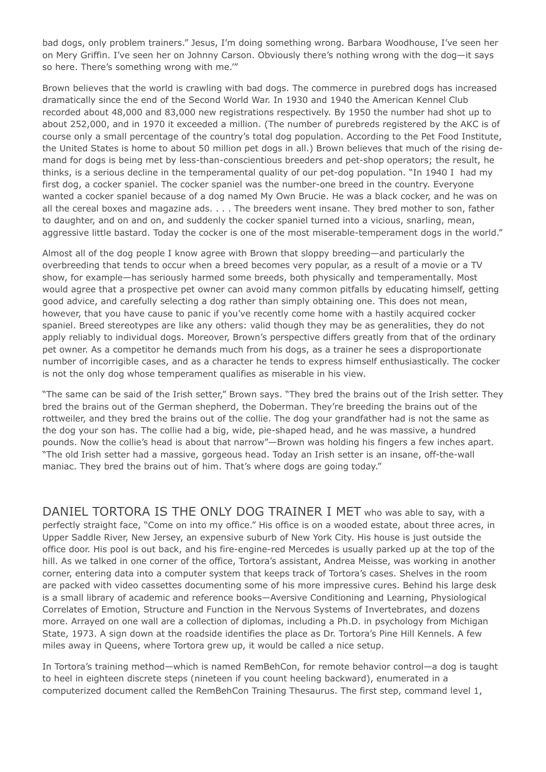bad dogs, only problem trainers." Jesus, I'm doing something wrong. Barbara Woodhouse, I've seen her on Mery Griffin. I've seen her on Johnny Carson. Obviously there's nothing wrong with the dog—it says so here. There's something wrong with me.'"

Brown believes that the world is crawling with bad dogs. The commerce in purebred dogs has increased dramatically since the end of the Second World War. In 1930 and 1940 the American Kennel Club recorded about 48,000 and 83,000 new registrations respectively. By 1950 the number had shot up to about 252,000, and in 1970 it exceeded a million. (The number of purebreds registered by the AKC is of course only a small percentage of the country's total dog population. According to the Pet Food Institute, the United States is home to about 50 million pet dogs in all.) Brown believes that much of the rising demand for dogs is being met by less-than-conscientious breeders and pet-shop operators; the result, he thinks, is a serious decline in the temperamental quality of our pet-dog population. "In 1940 I had my first dog, a cocker spaniel. The cocker spaniel was the number-one breed in the country. Everyone wanted a cocker spaniel because of a dog named My Own Brucie. He was a black cocker, and he was on all the cereal boxes and magazine ads. . . . The breeders went insane. They bred mother to son, father to daughter, and on and on, and suddenly the cocker spaniel turned into a vicious, snarling, mean, aggressive little bastard. Today the cocker is one of the most miserable-temperament dogs in the world."

Almost all of the dog people I know agree with Brown that sloppy breeding—and particularly the overbreeding that tends to occur when a breed becomes very popular, as a result of a movie or a TV show, for example—has seriously harmed some breeds, both physically and temperamentally. Most would agree that a prospective pet owner can avoid many common pitfalls by educating himself, getting good advice, and carefully selecting a dog rather than simply obtaining one. This does not mean, however, that you have cause to panic if you've recently come home with a hastily acquired cocker spaniel. Breed stereotypes are like any others: valid though they may be as generalities, they do not apply reliably to individual dogs. Moreover, Brown's perspective differs greatly from that of the ordinary pet owner. As a competitor he demands much from his dogs, as a trainer he sees a disproportionate number of incorrigible cases, and as a character he tends to express himself enthusiastically. The cocker is not the only dog whose temperament qualifies as miserable in his view.

"The same can be said of the Irish setter," Brown says. "They bred the brains out of the Irish setter. They bred the brains out of the German shepherd, the Doberman. They're breeding the brains out of the rottweiler, and they bred the brains out of the collie. The dog your grandfather had is not the same as the dog your son has. The collie had a big, wide, pie-shaped head, and he was massive, a hundred pounds. Now the collie's head is about that narrow"—Brown was holding his fingers a few inches apart. "The old Irish setter had a massive, gorgeous head. Today an Irish setter is an insane, off-the-wall maniac. They bred the brains out of him. That's where dogs are going today."

DANIEL TORTORA IS THE ONLY DOG TRAINER I MET who was able to say, with a perfectly straight face, "Come on into my office." His office is on a wooded estate, about three acres, in Upper Saddle River, New Jersey, an expensive suburb of New York City. His house is just outside the office door. His pool is out back, and his fire-engine-red Mercedes is usually parked up at the top of the hill. As we talked in one corner of the office, Tortora's assistant, Andrea Meisse, was working in another corner, entering data into a computer system that keeps track of Tortora's cases. Shelves in the room are packed with video cassettes documenting some of his more impressive cures. Behind his large desk is a small library of academic and reference books—Aversive Conditioning and Learning, Physiological Correlates of Emotion, Structure and Function in the Nervous Systems of Invertebrates, and dozens more. Arrayed on one wall are a collection of diplomas, including a Ph.D. in psychology from Michigan State, 1973. A sign down at the roadside identifies the place as Dr. Tortora's Pine Hill Kennels. A few miles away in Queens, where Tortora grew up, it would be called a nice setup.

In Tortora's training method—which is named RemBehCon, for remote behavior control—a dog is taught to heel in eighteen discrete steps (nineteen if you count heeling backward), enumerated in a computerized document called the RemBehCon Training Thesaurus. The first step, command level 1,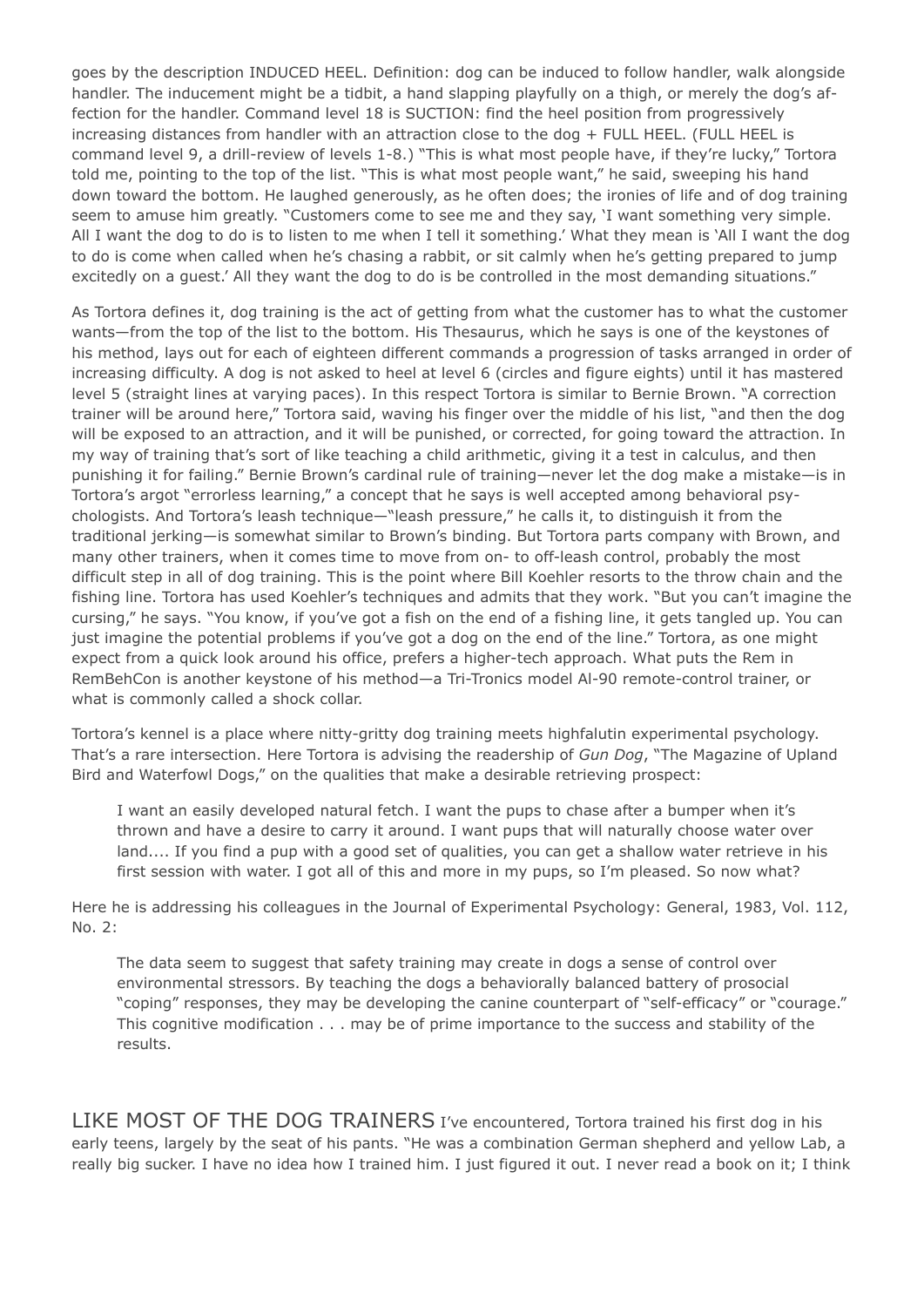goes by the description INDUCED HEEL. Definition: dog can be induced to follow handler, walk alongside handler. The inducement might be a tidbit, a hand slapping playfully on a thigh, or merely the dog's affection for the handler. Command level 18 is SUCTION: find the heel position from progressively increasing distances from handler with an attraction close to the dog + FULL HEEL. (FULL HEEL is command level 9, a drill-review of levels 1-8.) "This is what most people have, if they're lucky," Tortora told me, pointing to the top of the list. "This is what most people want," he said, sweeping his hand down toward the bottom. He laughed generously, as he often does; the ironies of life and of dog training seem to amuse him greatly. "Customers come to see me and they say, 'I want something very simple. All I want the dog to do is to listen to me when I tell it something.' What they mean is 'All I want the dog to do is come when called when he's chasing a rabbit, or sit calmly when he's getting prepared to jump excitedly on a guest.' All they want the dog to do is be controlled in the most demanding situations."

As Tortora defines it, dog training is the act of getting from what the customer has to what the customer wants—from the top of the list to the bottom. His Thesaurus, which he says is one of the keystones of his method, lays out for each of eighteen different commands a progression of tasks arranged in order of increasing difficulty. A dog is not asked to heel at level 6 (circles and figure eights) until it has mastered level 5 (straight lines at varying paces). In this respect Tortora is similar to Bernie Brown. "A correction trainer will be around here," Tortora said, waving his finger over the middle of his list, "and then the dog will be exposed to an attraction, and it will be punished, or corrected, for going toward the attraction. In my way of training that's sort of like teaching a child arithmetic, giving it a test in calculus, and then punishing it for failing." Bernie Brown's cardinal rule of training—never let the dog make a mistake—is in Tortora's argot "errorless learning," a concept that he says is well accepted among behavioral psychologists. And Tortora's leash technique—"leash pressure," he calls it, to distinguish it from the traditional jerking—is somewhat similar to Brown's binding. But Tortora parts company with Brown, and many other trainers, when it comes time to move from on- to off-leash control, probably the most difficult step in all of dog training. This is the point where Bill Koehler resorts to the throw chain and the fishing line. Tortora has used Koehler's techniques and admits that they work. "But you can't imagine the cursing," he says. "You know, if you've got a fish on the end of a fishing line, it gets tangled up. You can just imagine the potential problems if you've got a dog on the end of the line." Tortora, as one might expect from a quick look around his office, prefers a higher-tech approach. What puts the Rem in RemBehCon is another keystone of his method—a Tri-Tronics model AI-90 remote-control trainer, or what is commonly called a shock collar.

Tortora's kennel is a place where nitty-gritty dog training meets highfalutin experimental psychology. That's a rare intersection. Here Tortora is advising the readership of *Gun Dog*, "The Magazine of Upland Bird and Waterfowl Dogs," on the qualities that make a desirable retrieving prospect:

> I want an easily developed natural fetch. I want the pups to chase after a bumper when it's thrown and have a desire to carry it around. I want pups that will naturally choose water over land.... If you find a pup with a good set of qualities, you can get a shallow water retrieve in his first session with water. I got all of this and more in my pups, so I'm pleased. So now what?

Here he is addressing his colleagues in the Journal of Experimental Psychology: General, 1983, Vol. 112, No. 2:

> The data seem to suggest that safety training may create in dogs a sense of control over environmental stressors. By teaching the dogs a behaviorally balanced battery of prosocial "coping" responses, they may be developing the canine counterpart of "self-efficacy" or "courage." This cognitive modification . . . may be of prime importance to the success and stability of the results.

LIKE MOST OF THE DOG TRAINERS I've encountered, Tortora trained his first dog in his early teens, largely by the seat of his pants. "He was a combination German shepherd and yellow Lab, a really big sucker. I have no idea how I trained him. I just figured it out. I never read a book on it; I think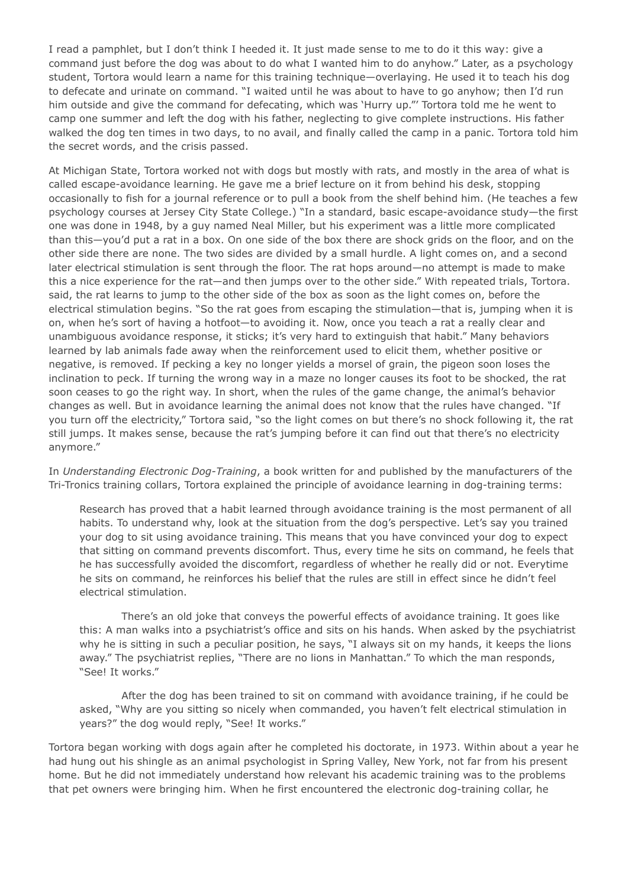I read a pamphlet, but I don't think I heeded it. It just made sense to me to do it this way: give a command just before the dog was about to do what I wanted him to do anyhow." Later, as a psychology student, Tortora would learn a name for this training technique—overlaying. He used it to teach his dog to defecate and urinate on command. "I waited until he was about to have to go anyhow; then I'd run him outside and give the command for defecating, which was 'Hurry up."' Tortora told me he went to camp one summer and left the dog with his father, neglecting to give complete instructions. His father walked the dog ten times in two days, to no avail, and finally called the camp in a panic. Tortora told him the secret words, and the crisis passed.

At Michigan State, Tortora worked not with dogs but mostly with rats, and mostly in the area of what is called escape-avoidance learning. He gave me a brief lecture on it from behind his desk, stopping occasionally to fish for a journal reference or to pull a book from the shelf behind him. (He teaches a few psychology courses at Jersey City State College.) "In a standard, basic escape-avoidance study—the first one was done in 1948, by a guy named Neal Miller, but his experiment was a little more complicated than this—you'd put a rat in a box. On one side of the box there are shock grids on the floor, and on the other side there are none. The two sides are divided by a small hurdle. A light comes on, and a second later electrical stimulation is sent through the floor. The rat hops around—no attempt is made to make this a nice experience for the rat—and then jumps over to the other side." With repeated trials, Tortora. said, the rat learns to jump to the other side of the box as soon as the light comes on, before the electrical stimulation begins. "So the rat goes from escaping the stimulation—that is, jumping when it is on, when he's sort of having a hotfoot—to avoiding it. Now, once you teach a rat a really clear and unambiguous avoidance response, it sticks; it's very hard to extinguish that habit." Many behaviors learned by lab animals fade away when the reinforcement used to elicit them, whether positive or negative, is removed. If pecking a key no longer yields a morsel of grain, the pigeon soon loses the inclination to peck. If turning the wrong way in a maze no longer causes its foot to be shocked, the rat soon ceases to go the right way. In short, when the rules of the game change, the animal's behavior changes as well. But in avoidance learning the animal does not know that the rules have changed. "If you turn off the electricity," Tortora said, "so the light comes on but there's no shock following it, the rat still jumps. It makes sense, because the rat's jumping before it can find out that there's no electricity anymore."

In *Understanding Electronic Dog-Training*, a book written for and published by the manufacturers of the Tri-Tronics training collars, Tortora explained the principle of avoidance learning in dog-training terms:

> Research has proved that a habit learned through avoidance training is the most permanent of all habits. To understand why, look at the situation from the dog's perspective. Let's say you trained your dog to sit using avoidance training. This means that you have convinced your dog to expect that sitting on command prevents discomfort. Thus, every time he sits on command, he feels that he has successfully avoided the discomfort, regardless of whether he really did or not. Everytime he sits on command, he reinforces his belief that the rules are still in effect since he didn't feel electrical stimulation.
>
> There's an old joke that conveys the powerful effects of avoidance training. It goes like this: A man walks into a psychiatrist's office and sits on his hands. When asked by the psychiatrist why he is sitting in such a peculiar position, he says, "I always sit on my hands, it keeps the lions away." The psychiatrist replies, "There are no lions in Manhattan." To which the man responds, "See! It works."
>
> After the dog has been trained to sit on command with avoidance training, if he could be asked, "Why are you sitting so nicely when commanded, you haven't felt electrical stimulation in years?" the dog would reply, "See! It works."

Tortora began working with dogs again after he completed his doctorate, in 1973. Within about a year he had hung out his shingle as an animal psychologist in Spring Valley, New York, not far from his present home. But he did not immediately understand how relevant his academic training was to the problems that pet owners were bringing him. When he first encountered the electronic dog-training collar, he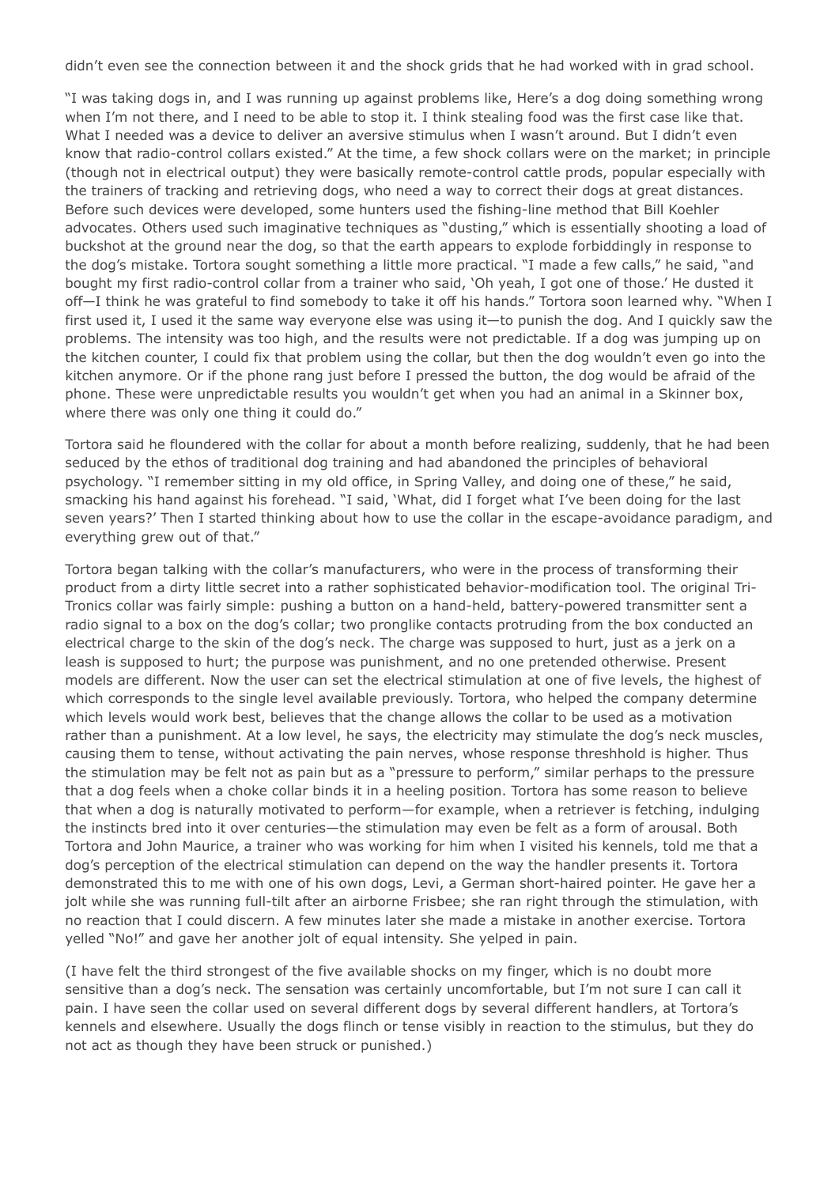didn't even see the connection between it and the shock grids that he had worked with in grad school.

"I was taking dogs in, and I was running up against problems like, Here's a dog doing something wrong when I'm not there, and I need to be able to stop it. I think stealing food was the first case like that. What I needed was a device to deliver an aversive stimulus when I wasn't around. But I didn't even know that radio-control collars existed." At the time, a few shock collars were on the market; in principle (though not in electrical output) they were basically remote-control cattle prods, popular especially with the trainers of tracking and retrieving dogs, who need a way to correct their dogs at great distances. Before such devices were developed, some hunters used the fishing-line method that Bill Koehler advocates. Others used such imaginative techniques as "dusting," which is essentially shooting a load of buckshot at the ground near the dog, so that the earth appears to explode forbiddingly in response to the dog's mistake. Tortora sought something a little more practical. "I made a few calls," he said, "and bought my first radio-control collar from a trainer who said, 'Oh yeah, I got one of those.' He dusted it off—I think he was grateful to find somebody to take it off his hands." Tortora soon learned why. "When I first used it, I used it the same way everyone else was using it—to punish the dog. And I quickly saw the problems. The intensity was too high, and the results were not predictable. If a dog was jumping up on the kitchen counter, I could fix that problem using the collar, but then the dog wouldn't even go into the kitchen anymore. Or if the phone rang just before I pressed the button, the dog would be afraid of the phone. These were unpredictable results you wouldn't get when you had an animal in a Skinner box, where there was only one thing it could do."

Tortora said he floundered with the collar for about a month before realizing, suddenly, that he had been seduced by the ethos of traditional dog training and had abandoned the principles of behavioral psychology. "I remember sitting in my old office, in Spring Valley, and doing one of these," he said, smacking his hand against his forehead. "I said, 'What, did I forget what I've been doing for the last seven years?' Then I started thinking about how to use the collar in the escape-avoidance paradigm, and everything grew out of that."

Tortora began talking with the collar's manufacturers, who were in the process of transforming their product from a dirty little secret into a rather sophisticated behavior-modification tool. The original Tri-Tronics collar was fairly simple: pushing a button on a hand-held, battery-powered transmitter sent a radio signal to a box on the dog's collar; two pronglike contacts protruding from the box conducted an electrical charge to the skin of the dog's neck. The charge was supposed to hurt, just as a jerk on a leash is supposed to hurt; the purpose was punishment, and no one pretended otherwise. Present models are different. Now the user can set the electrical stimulation at one of five levels, the highest of which corresponds to the single level available previously. Tortora, who helped the company determine which levels would work best, believes that the change allows the collar to be used as a motivation rather than a punishment. At a low level, he says, the electricity may stimulate the dog's neck muscles, causing them to tense, without activating the pain nerves, whose response threshhold is higher. Thus the stimulation may be felt not as pain but as a "pressure to perform," similar perhaps to the pressure that a dog feels when a choke collar binds it in a heeling position. Tortora has some reason to believe that when a dog is naturally motivated to perform—for example, when a retriever is fetching, indulging the instincts bred into it over centuries—the stimulation may even be felt as a form of arousal. Both Tortora and John Maurice, a trainer who was working for him when I visited his kennels, told me that a dog's perception of the electrical stimulation can depend on the way the handler presents it. Tortora demonstrated this to me with one of his own dogs, Levi, a German short-haired pointer. He gave her a jolt while she was running full-tilt after an airborne Frisbee; she ran right through the stimulation, with no reaction that I could discern. A few minutes later she made a mistake in another exercise. Tortora yelled "No!" and gave her another jolt of equal intensity. She yelped in pain.

(I have felt the third strongest of the five available shocks on my finger, which is no doubt more sensitive than a dog's neck. The sensation was certainly uncomfortable, but I'm not sure I can call it pain. I have seen the collar used on several different dogs by several different handlers, at Tortora's kennels and elsewhere. Usually the dogs flinch or tense visibly in reaction to the stimulus, but they do not act as though they have been struck or punished.)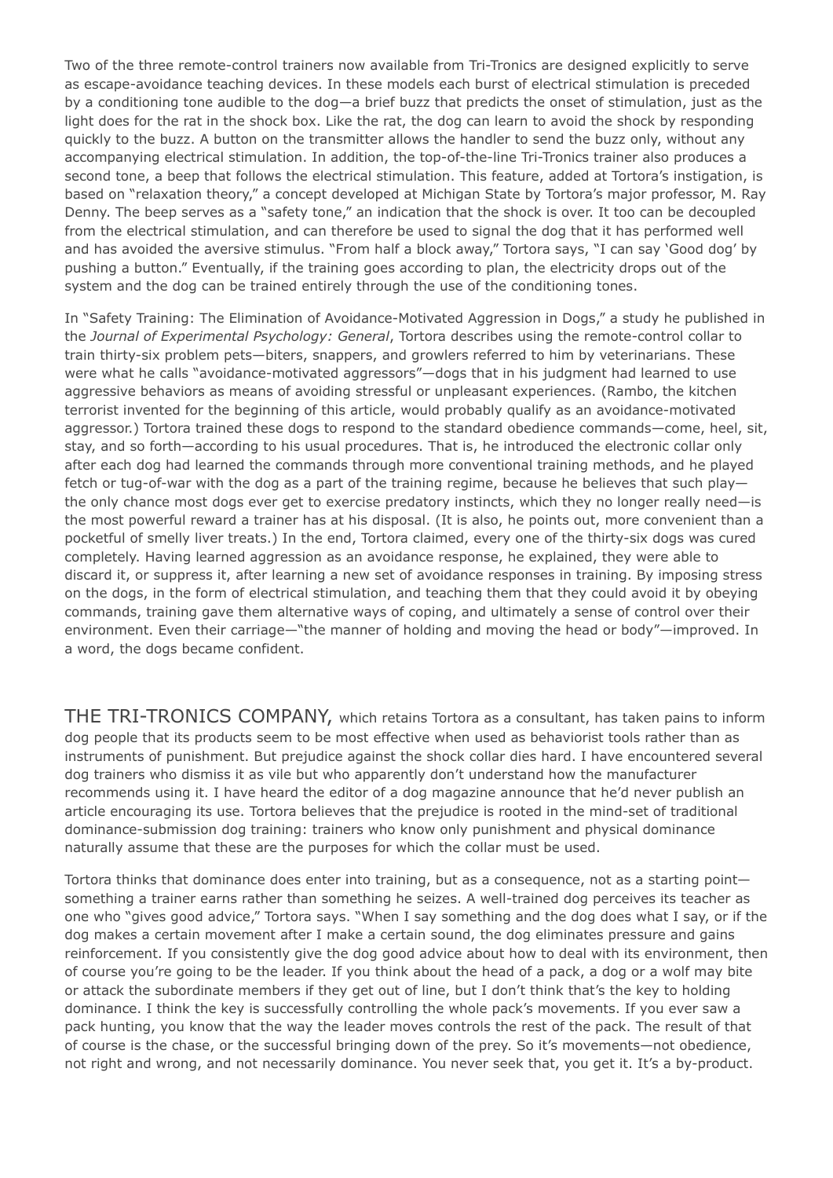Two of the three remote-control trainers now available from Tri-Tronics are designed explicitly to serve as escape-avoidance teaching devices. In these models each burst of electrical stimulation is preceded by a conditioning tone audible to the dog—a brief buzz that predicts the onset of stimulation, just as the light does for the rat in the shock box. Like the rat, the dog can learn to avoid the shock by responding quickly to the buzz. A button on the transmitter allows the handler to send the buzz only, without any accompanying electrical stimulation. In addition, the top-of-the-line Tri-Tronics trainer also produces a second tone, a beep that follows the electrical stimulation. This feature, added at Tortora's instigation, is based on "relaxation theory," a concept developed at Michigan State by Tortora's major professor, M. Ray Denny. The beep serves as a "safety tone," an indication that the shock is over. It too can be decoupled from the electrical stimulation, and can therefore be used to signal the dog that it has performed well and has avoided the aversive stimulus. "From half a block away," Tortora says, "I can say 'Good dog' by pushing a button." Eventually, if the training goes according to plan, the electricity drops out of the system and the dog can be trained entirely through the use of the conditioning tones.

In "Safety Training: The Elimination of Avoidance-Motivated Aggression in Dogs," a study he published in the *Journal of Experimental Psychology: General*, Tortora describes using the remote-control collar to train thirty-six problem pets—biters, snappers, and growlers referred to him by veterinarians. These were what he calls "avoidance-motivated aggressors"—dogs that in his judgment had learned to use aggressive behaviors as means of avoiding stressful or unpleasant experiences. (Rambo, the kitchen terrorist invented for the beginning of this article, would probably qualify as an avoidance-motivated aggressor.) Tortora trained these dogs to respond to the standard obedience commands—come, heel, sit, stay, and so forth—according to his usual procedures. That is, he introduced the electronic collar only after each dog had learned the commands through more conventional training methods, and he played fetch or tug-of-war with the dog as a part of the training regime, because he believes that such play—the only chance most dogs ever get to exercise predatory instincts, which they no longer really need—is the most powerful reward a trainer has at his disposal. (It is also, he points out, more convenient than a pocketful of smelly liver treats.) In the end, Tortora claimed, every one of the thirty-six dogs was cured completely. Having learned aggression as an avoidance response, he explained, they were able to discard it, or suppress it, after learning a new set of avoidance responses in training. By imposing stress on the dogs, in the form of electrical stimulation, and teaching them that they could avoid it by obeying commands, training gave them alternative ways of coping, and ultimately a sense of control over their environment. Even their carriage—"the manner of holding and moving the head or body"—improved. In a word, the dogs became confident.

THE TRI-TRONICS COMPANY, which retains Tortora as a consultant, has taken pains to inform dog people that its products seem to be most effective when used as behaviorist tools rather than as instruments of punishment. But prejudice against the shock collar dies hard. I have encountered several dog trainers who dismiss it as vile but who apparently don't understand how the manufacturer recommends using it. I have heard the editor of a dog magazine announce that he'd never publish an article encouraging its use. Tortora believes that the prejudice is rooted in the mind-set of traditional dominance-submission dog training: trainers who know only punishment and physical dominance naturally assume that these are the purposes for which the collar must be used.

Tortora thinks that dominance does enter into training, but as a consequence, not as a starting point—something a trainer earns rather than something he seizes. A well-trained dog perceives its teacher as one who "gives good advice," Tortora says. "When I say something and the dog does what I say, or if the dog makes a certain movement after I make a certain sound, the dog eliminates pressure and gains reinforcement. If you consistently give the dog good advice about how to deal with its environment, then of course you're going to be the leader. If you think about the head of a pack, a dog or a wolf may bite or attack the subordinate members if they get out of line, but I don't think that's the key to holding dominance. I think the key is successfully controlling the whole pack's movements. If you ever saw a pack hunting, you know that the way the leader moves controls the rest of the pack. The result of that of course is the chase, or the successful bringing down of the prey. So it's movements—not obedience, not right and wrong, and not necessarily dominance. You never seek that, you get it. It's a by-product.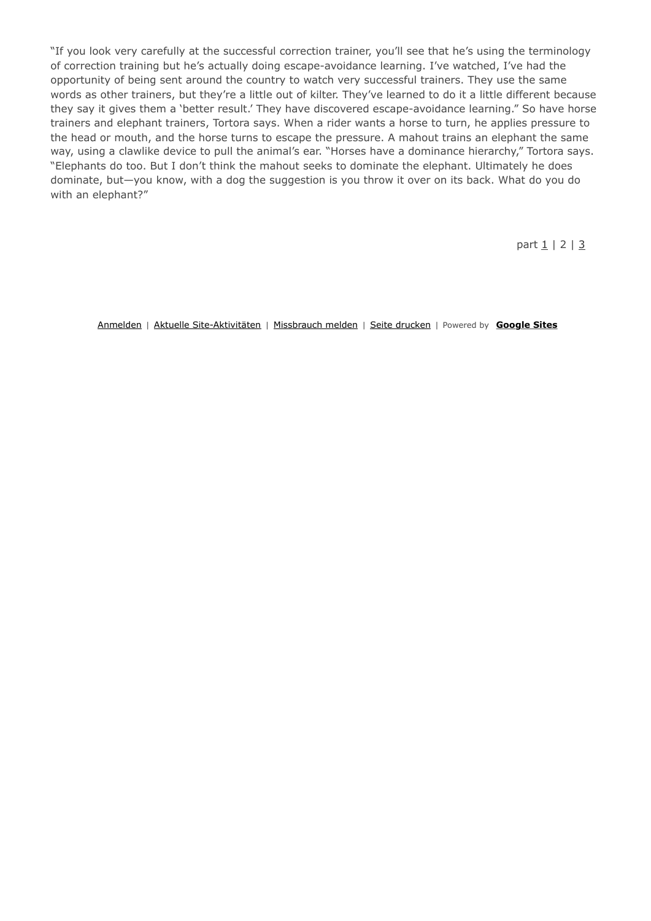"If you look very carefully at the successful correction trainer, you'll see that he's using the terminology of correction training but he's actually doing escape-avoidance learning. I've watched, I've had the opportunity of being sent around the country to watch very successful trainers. They use the same words as other trainers, but they're a little out of kilter. They've learned to do it a little different because they say it gives them a 'better result.' They have discovered escape-avoidance learning." So have horse trainers and elephant trainers, Tortora says. When a rider wants a horse to turn, he applies pressure to the head or mouth, and the horse turns to escape the pressure. A mahout trains an elephant the same way, using a clawlike device to pull the animal's ear. "Horses have a dominance hierarchy," Tortora says. "Elephants do too. But I don't think the mahout seeks to dominate the elephant. Ultimately he does dominate, but—you know, with a dog the suggestion is you throw it over on its back. What do you do with an elephant?"

part 1 | 2 | 3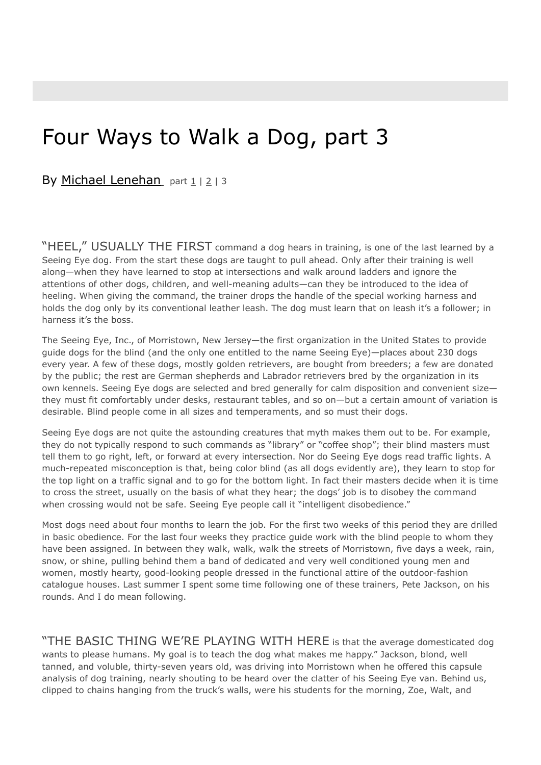# Four Ways to Walk a Dog, part 3

By Michael Lenehan part 1 | 2 | 3

"HEEL," USUALLY THE FIRST command a dog hears in training, is one of the last learned by a Seeing Eye dog. From the start these dogs are taught to pull ahead. Only after their training is well along—when they have learned to stop at intersections and walk around ladders and ignore the attentions of other dogs, children, and well-meaning adults—can they be introduced to the idea of heeling. When giving the command, the trainer drops the handle of the special working harness and holds the dog only by its conventional leather leash. The dog must learn that on leash it's a follower; in harness it's the boss.

The Seeing Eye, Inc., of Morristown, New Jersey—the first organization in the United States to provide guide dogs for the blind (and the only one entitled to the name Seeing Eye)—places about 230 dogs every year. A few of these dogs, mostly golden retrievers, are bought from breeders; a few are donated by the public; the rest are German shepherds and Labrador retrievers bred by the organization in its own kennels. Seeing Eye dogs are selected and bred generally for calm disposition and convenient size—they must fit comfortably under desks, restaurant tables, and so on—but a certain amount of variation is desirable. Blind people come in all sizes and temperaments, and so must their dogs.

Seeing Eye dogs are not quite the astounding creatures that myth makes them out to be. For example, they do not typically respond to such commands as "library" or "coffee shop"; their blind masters must tell them to go right, left, or forward at every intersection. Nor do Seeing Eye dogs read traffic lights. A much-repeated misconception is that, being color blind (as all dogs evidently are), they learn to stop for the top light on a traffic signal and to go for the bottom light. In fact their masters decide when it is time to cross the street, usually on the basis of what they hear; the dogs' job is to disobey the command when crossing would not be safe. Seeing Eye people call it "intelligent disobedience."

Most dogs need about four months to learn the job. For the first two weeks of this period they are drilled in basic obedience. For the last four weeks they practice guide work with the blind people to whom they have been assigned. In between they walk, walk, walk the streets of Morristown, five days a week, rain, snow, or shine, pulling behind them a band of dedicated and very well conditioned young men and women, mostly hearty, good-looking people dressed in the functional attire of the outdoor-fashion catalogue houses. Last summer I spent some time following one of these trainers, Pete Jackson, on his rounds. And I do mean following.

"THE BASIC THING WE'RE PLAYING WITH HERE is that the average domesticated dog wants to please humans. My goal is to teach the dog what makes me happy." Jackson, blond, well tanned, and voluble, thirty-seven years old, was driving into Morristown when he offered this capsule analysis of dog training, nearly shouting to be heard over the clatter of his Seeing Eye van. Behind us, clipped to chains hanging from the truck's walls, were his students for the morning, Zoe, Walt, and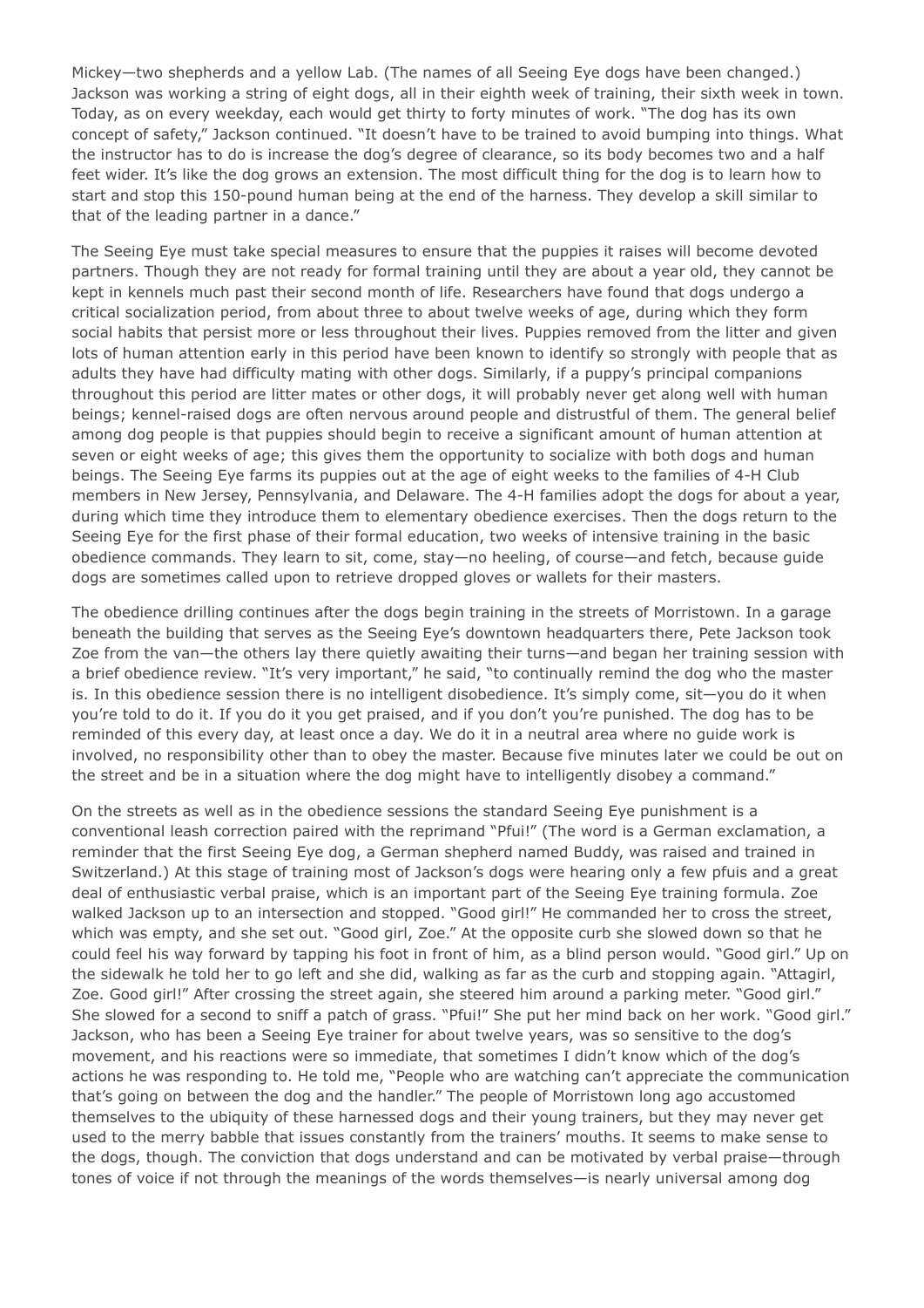Mickey—two shepherds and a yellow Lab. (The names of all Seeing Eye dogs have been changed.) Jackson was working a string of eight dogs, all in their eighth week of training, their sixth week in town. Today, as on every weekday, each would get thirty to forty minutes of work. "The dog has its own concept of safety," Jackson continued. "It doesn't have to be trained to avoid bumping into things. What the instructor has to do is increase the dog's degree of clearance, so its body becomes two and a half feet wider. It's like the dog grows an extension. The most difficult thing for the dog is to learn how to start and stop this 150-pound human being at the end of the harness. They develop a skill similar to that of the leading partner in a dance."

The Seeing Eye must take special measures to ensure that the puppies it raises will become devoted partners. Though they are not ready for formal training until they are about a year old, they cannot be kept in kennels much past their second month of life. Researchers have found that dogs undergo a critical socialization period, from about three to about twelve weeks of age, during which they form social habits that persist more or less throughout their lives. Puppies removed from the litter and given lots of human attention early in this period have been known to identify so strongly with people that as adults they have had difficulty mating with other dogs. Similarly, if a puppy's principal companions throughout this period are litter mates or other dogs, it will probably never get along well with human beings; kennel-raised dogs are often nervous around people and distrustful of them. The general belief among dog people is that puppies should begin to receive a significant amount of human attention at seven or eight weeks of age; this gives them the opportunity to socialize with both dogs and human beings. The Seeing Eye farms its puppies out at the age of eight weeks to the families of 4-H Club members in New Jersey, Pennsylvania, and Delaware. The 4-H families adopt the dogs for about a year, during which time they introduce them to elementary obedience exercises. Then the dogs return to the Seeing Eye for the first phase of their formal education, two weeks of intensive training in the basic obedience commands. They learn to sit, come, stay—no heeling, of course—and fetch, because guide dogs are sometimes called upon to retrieve dropped gloves or wallets for their masters.

The obedience drilling continues after the dogs begin training in the streets of Morristown. In a garage beneath the building that serves as the Seeing Eye's downtown headquarters there, Pete Jackson took Zoe from the van—the others lay there quietly awaiting their turns—and began her training session with a brief obedience review. "It's very important," he said, "to continually remind the dog who the master is. In this obedience session there is no intelligent disobedience. It's simply come, sit—you do it when you're told to do it. If you do it you get praised, and if you don't you're punished. The dog has to be reminded of this every day, at least once a day. We do it in a neutral area where no guide work is involved, no responsibility other than to obey the master. Because five minutes later we could be out on the street and be in a situation where the dog might have to intelligently disobey a command."

On the streets as well as in the obedience sessions the standard Seeing Eye punishment is a conventional leash correction paired with the reprimand "Pfui!" (The word is a German exclamation, a reminder that the first Seeing Eye dog, a German shepherd named Buddy, was raised and trained in Switzerland.) At this stage of training most of Jackson's dogs were hearing only a few pfuis and a great deal of enthusiastic verbal praise, which is an important part of the Seeing Eye training formula. Zoe walked Jackson up to an intersection and stopped. "Good girl!" He commanded her to cross the street, which was empty, and she set out. "Good girl, Zoe." At the opposite curb she slowed down so that he could feel his way forward by tapping his foot in front of him, as a blind person would. "Good girl." Up on the sidewalk he told her to go left and she did, walking as far as the curb and stopping again. "Attagirl, Zoe. Good girl!" After crossing the street again, she steered him around a parking meter. "Good girl." She slowed for a second to sniff a patch of grass. "Pfui!" She put her mind back on her work. "Good girl." Jackson, who has been a Seeing Eye trainer for about twelve years, was so sensitive to the dog's movement, and his reactions were so immediate, that sometimes I didn't know which of the dog's actions he was responding to. He told me, "People who are watching can't appreciate the communication that's going on between the dog and the handler." The people of Morristown long ago accustomed themselves to the ubiquity of these harnessed dogs and their young trainers, but they may never get used to the merry babble that issues constantly from the trainers' mouths. It seems to make sense to the dogs, though. The conviction that dogs understand and can be motivated by verbal praise—through tones of voice if not through the meanings of the words themselves—is nearly universal among dog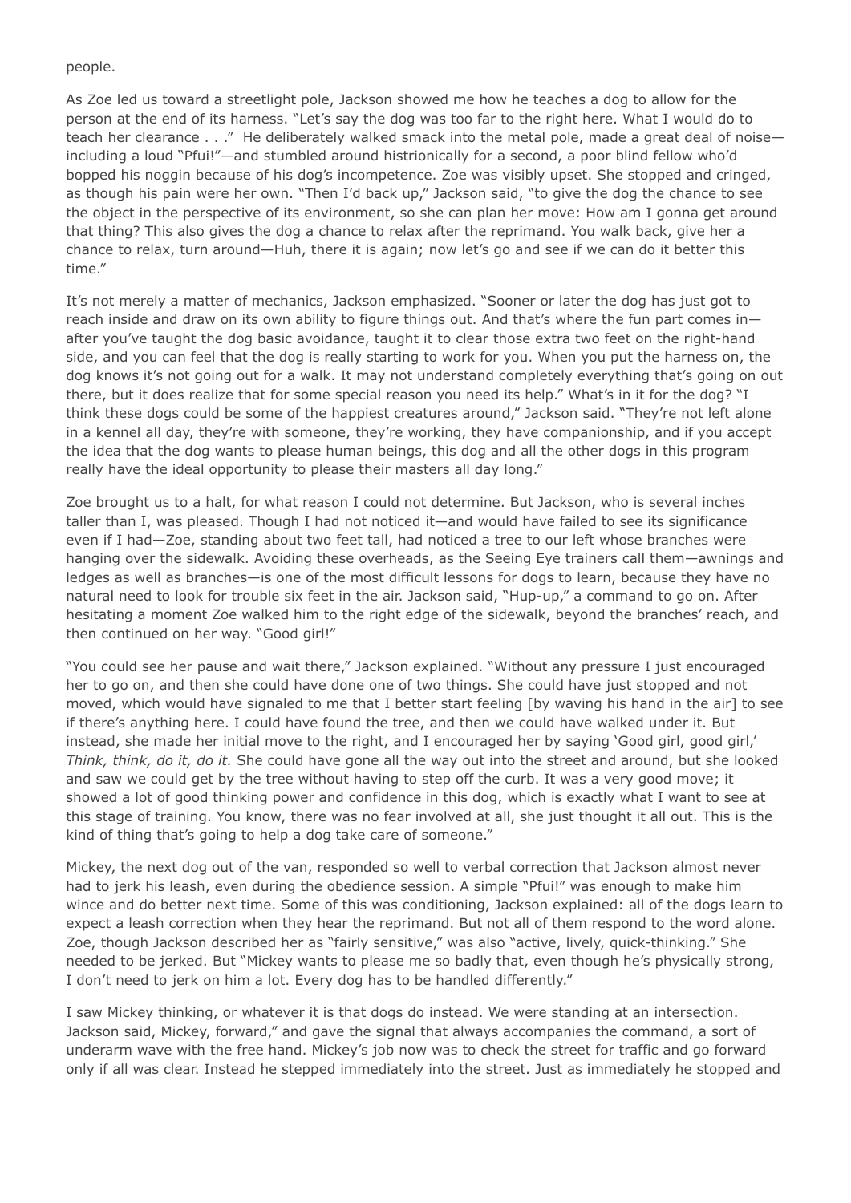people.

As Zoe led us toward a streetlight pole, Jackson showed me how he teaches a dog to allow for the person at the end of its harness. "Let's say the dog was too far to the right here. What I would do to teach her clearance . . ." He deliberately walked smack into the metal pole, made a great deal of noise—including a loud "Pfui!"—and stumbled around histrionically for a second, a poor blind fellow who'd bopped his noggin because of his dog's incompetence. Zoe was visibly upset. She stopped and cringed, as though his pain were her own. "Then I'd back up," Jackson said, "to give the dog the chance to see the object in the perspective of its environment, so she can plan her move: How am I gonna get around that thing? This also gives the dog a chance to relax after the reprimand. You walk back, give her a chance to relax, turn around—Huh, there it is again; now let's go and see if we can do it better this time."

It's not merely a matter of mechanics, Jackson emphasized. "Sooner or later the dog has just got to reach inside and draw on its own ability to figure things out. And that's where the fun part comes in—after you've taught the dog basic avoidance, taught it to clear those extra two feet on the right-hand side, and you can feel that the dog is really starting to work for you. When you put the harness on, the dog knows it's not going out for a walk. It may not understand completely everything that's going on out there, but it does realize that for some special reason you need its help." What's in it for the dog? "I think these dogs could be some of the happiest creatures around," Jackson said. "They're not left alone in a kennel all day, they're with someone, they're working, they have companionship, and if you accept the idea that the dog wants to please human beings, this dog and all the other dogs in this program really have the ideal opportunity to please their masters all day long."

Zoe brought us to a halt, for what reason I could not determine. But Jackson, who is several inches taller than I, was pleased. Though I had not noticed it—and would have failed to see its significance even if I had—Zoe, standing about two feet tall, had noticed a tree to our left whose branches were hanging over the sidewalk. Avoiding these overheads, as the Seeing Eye trainers call them—awnings and ledges as well as branches—is one of the most difficult lessons for dogs to learn, because they have no natural need to look for trouble six feet in the air. Jackson said, "Hup-up," a command to go on. After hesitating a moment Zoe walked him to the right edge of the sidewalk, beyond the branches' reach, and then continued on her way. "Good girl!"

"You could see her pause and wait there," Jackson explained. "Without any pressure I just encouraged her to go on, and then she could have done one of two things. She could have just stopped and not moved, which would have signaled to me that I better start feeling [by waving his hand in the air] to see if there's anything here. I could have found the tree, and then we could have walked under it. But instead, she made her initial move to the right, and I encouraged her by saying 'Good girl, good girl,' *Think, think, do it, do it.* She could have gone all the way out into the street and around, but she looked and saw we could get by the tree without having to step off the curb. It was a very good move; it showed a lot of good thinking power and confidence in this dog, which is exactly what I want to see at this stage of training. You know, there was no fear involved at all, she just thought it all out. This is the kind of thing that's going to help a dog take care of someone."

Mickey, the next dog out of the van, responded so well to verbal correction that Jackson almost never had to jerk his leash, even during the obedience session. A simple "Pfui!" was enough to make him wince and do better next time. Some of this was conditioning, Jackson explained: all of the dogs learn to expect a leash correction when they hear the reprimand. But not all of them respond to the word alone. Zoe, though Jackson described her as "fairly sensitive," was also "active, lively, quick-thinking." She needed to be jerked. But "Mickey wants to please me so badly that, even though he's physically strong, I don't need to jerk on him a lot. Every dog has to be handled differently."

I saw Mickey thinking, or whatever it is that dogs do instead. We were standing at an intersection. Jackson said, Mickey, forward," and gave the signal that always accompanies the command, a sort of underarm wave with the free hand. Mickey's job now was to check the street for traffic and go forward only if all was clear. Instead he stepped immediately into the street. Just as immediately he stopped and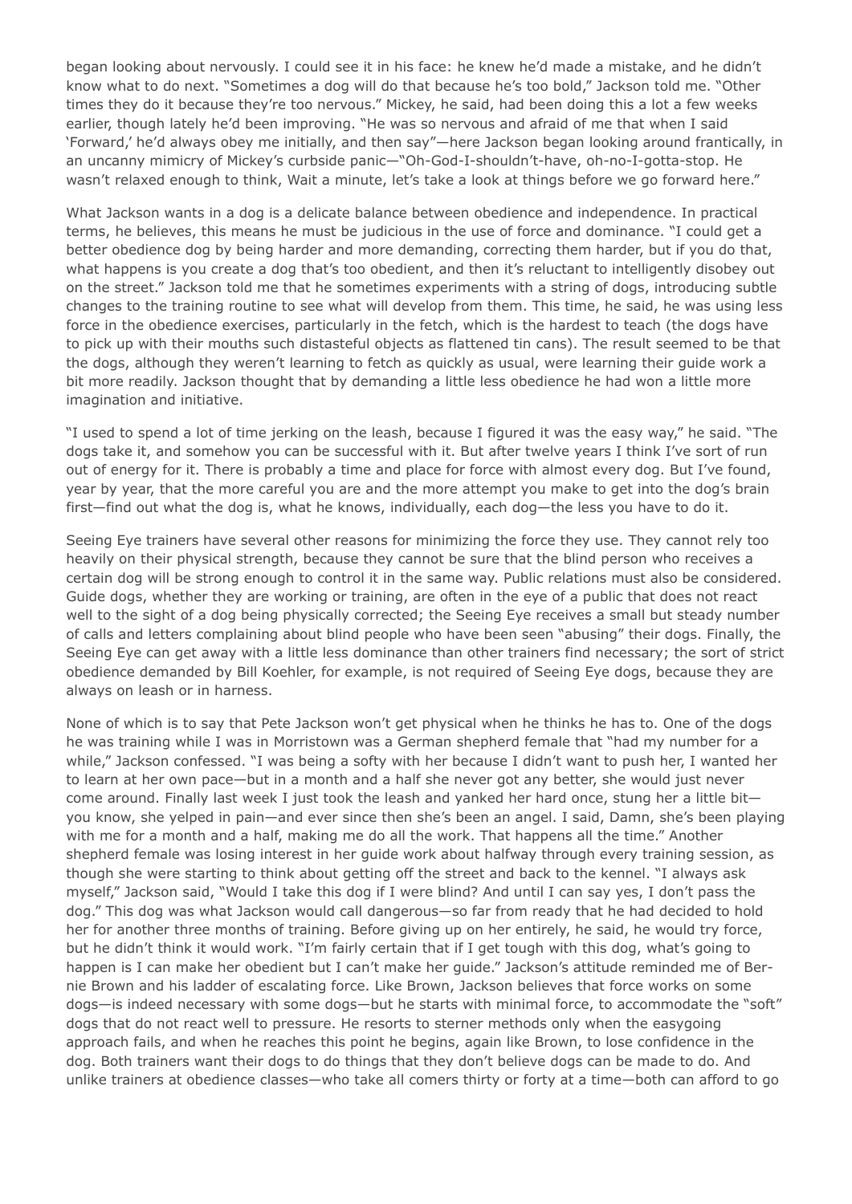began looking about nervously. I could see it in his face: he knew he'd made a mistake, and he didn't know what to do next. "Sometimes a dog will do that because he's too bold," Jackson told me. "Other times they do it because they're too nervous." Mickey, he said, had been doing this a lot a few weeks earlier, though lately he'd been improving. "He was so nervous and afraid of me that when I said 'Forward,' he'd always obey me initially, and then say"—here Jackson began looking around frantically, in an uncanny mimicry of Mickey's curbside panic—"Oh-God-I-shouldn't-have, oh-no-I-gotta-stop. He wasn't relaxed enough to think, Wait a minute, let's take a look at things before we go forward here."

What Jackson wants in a dog is a delicate balance between obedience and independence. In practical terms, he believes, this means he must be judicious in the use of force and dominance. "I could get a better obedience dog by being harder and more demanding, correcting them harder, but if you do that, what happens is you create a dog that's too obedient, and then it's reluctant to intelligently disobey out on the street." Jackson told me that he sometimes experiments with a string of dogs, introducing subtle changes to the training routine to see what will develop from them. This time, he said, he was using less force in the obedience exercises, particularly in the fetch, which is the hardest to teach (the dogs have to pick up with their mouths such distasteful objects as flattened tin cans). The result seemed to be that the dogs, although they weren't learning to fetch as quickly as usual, were learning their guide work a bit more readily. Jackson thought that by demanding a little less obedience he had won a little more imagination and initiative.

"I used to spend a lot of time jerking on the leash, because I figured it was the easy way," he said. "The dogs take it, and somehow you can be successful with it. But after twelve years I think I've sort of run out of energy for it. There is probably a time and place for force with almost every dog. But I've found, year by year, that the more careful you are and the more attempt you make to get into the dog's brain first—find out what the dog is, what he knows, individually, each dog—the less you have to do it.

Seeing Eye trainers have several other reasons for minimizing the force they use. They cannot rely too heavily on their physical strength, because they cannot be sure that the blind person who receives a certain dog will be strong enough to control it in the same way. Public relations must also be considered. Guide dogs, whether they are working or training, are often in the eye of a public that does not react well to the sight of a dog being physically corrected; the Seeing Eye receives a small but steady number of calls and letters complaining about blind people who have been seen "abusing" their dogs. Finally, the Seeing Eye can get away with a little less dominance than other trainers find necessary; the sort of strict obedience demanded by Bill Koehler, for example, is not required of Seeing Eye dogs, because they are always on leash or in harness.

None of which is to say that Pete Jackson won't get physical when he thinks he has to. One of the dogs he was training while I was in Morristown was a German shepherd female that "had my number for a while," Jackson confessed. "I was being a softy with her because I didn't want to push her, I wanted her to learn at her own pace—but in a month and a half she never got any better, she would just never come around. Finally last week I just took the leash and yanked her hard once, stung her a little bit—you know, she yelped in pain—and ever since then she's been an angel. I said, Damn, she's been playing with me for a month and a half, making me do all the work. That happens all the time." Another shepherd female was losing interest in her guide work about halfway through every training session, as though she were starting to think about getting off the street and back to the kennel. "I always ask myself," Jackson said, "Would I take this dog if I were blind? And until I can say yes, I don't pass the dog." This dog was what Jackson would call dangerous—so far from ready that he had decided to hold her for another three months of training. Before giving up on her entirely, he said, he would try force, but he didn't think it would work. "I'm fairly certain that if I get tough with this dog, what's going to happen is I can make her obedient but I can't make her guide." Jackson's attitude reminded me of Bernie Brown and his ladder of escalating force. Like Brown, Jackson believes that force works on some dogs—is indeed necessary with some dogs—but he starts with minimal force, to accommodate the "soft" dogs that do not react well to pressure. He resorts to sterner methods only when the easygoing approach fails, and when he reaches this point he begins, again like Brown, to lose confidence in the dog. Both trainers want their dogs to do things that they don't believe dogs can be made to do. And unlike trainers at obedience classes—who take all comers thirty or forty at a time—both can afford to go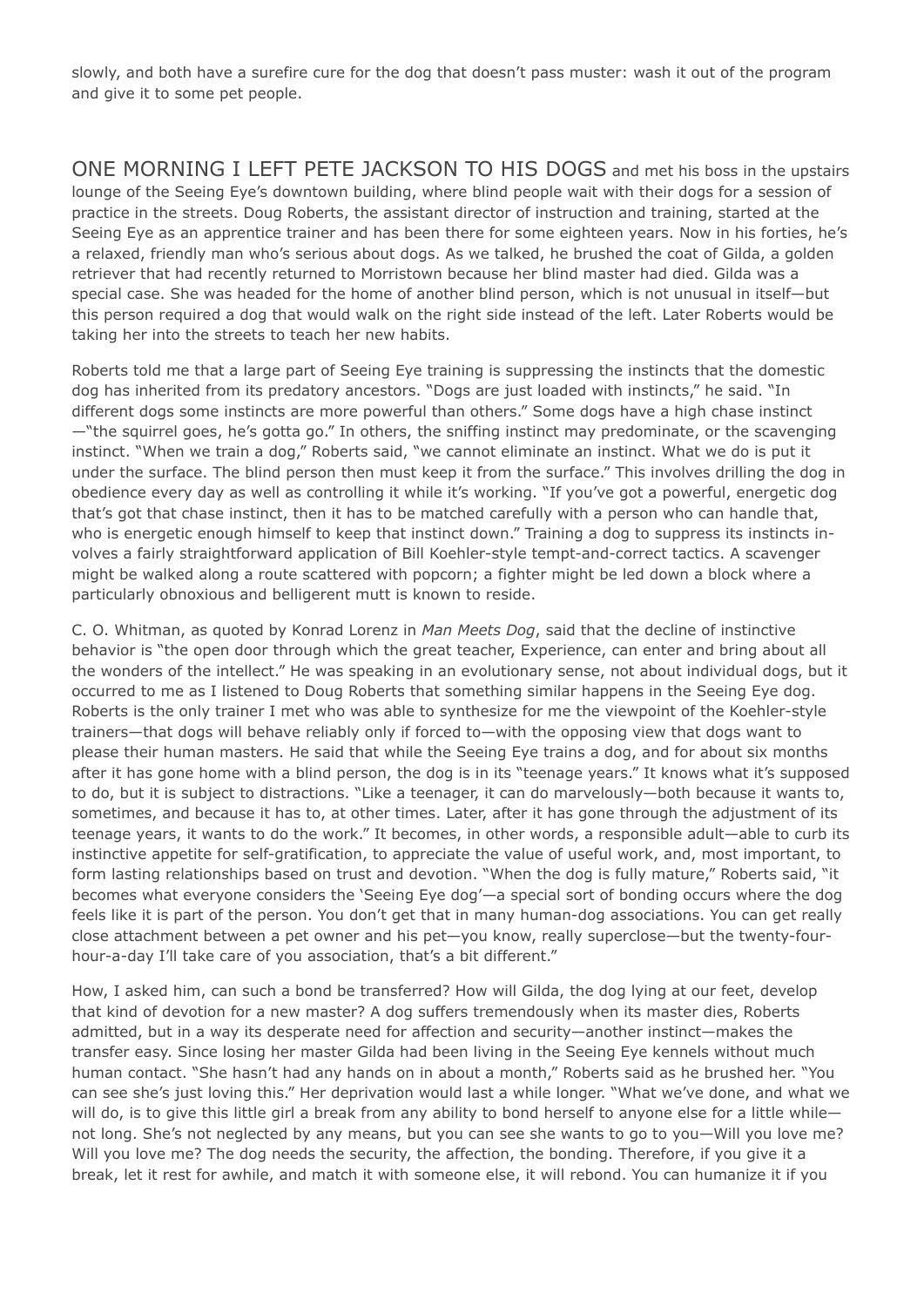slowly, and both have a surefire cure for the dog that doesn't pass muster: wash it out of the program and give it to some pet people.

ONE MORNING I LEFT PETE JACKSON TO HIS DOGS and met his boss in the upstairs lounge of the Seeing Eye's downtown building, where blind people wait with their dogs for a session of practice in the streets. Doug Roberts, the assistant director of instruction and training, started at the Seeing Eye as an apprentice trainer and has been there for some eighteen years. Now in his forties, he's a relaxed, friendly man who's serious about dogs. As we talked, he brushed the coat of Gilda, a golden retriever that had recently returned to Morristown because her blind master had died. Gilda was a special case. She was headed for the home of another blind person, which is not unusual in itself—but this person required a dog that would walk on the right side instead of the left. Later Roberts would be taking her into the streets to teach her new habits.

Roberts told me that a large part of Seeing Eye training is suppressing the instincts that the domestic dog has inherited from its predatory ancestors. "Dogs are just loaded with instincts," he said. "In different dogs some instincts are more powerful than others." Some dogs have a high chase instinct—"the squirrel goes, he's gotta go." In others, the sniffing instinct may predominate, or the scavenging instinct. "When we train a dog," Roberts said, "we cannot eliminate an instinct. What we do is put it under the surface. The blind person then must keep it from the surface." This involves drilling the dog in obedience every day as well as controlling it while it's working. "If you've got a powerful, energetic dog that's got that chase instinct, then it has to be matched carefully with a person who can handle that, who is energetic enough himself to keep that instinct down." Training a dog to suppress its instincts involves a fairly straightforward application of Bill Koehler-style tempt-and-correct tactics. A scavenger might be walked along a route scattered with popcorn; a fighter might be led down a block where a particularly obnoxious and belligerent mutt is known to reside.

C. O. Whitman, as quoted by Konrad Lorenz in *Man Meets Dog*, said that the decline of instinctive behavior is "the open door through which the great teacher, Experience, can enter and bring about all the wonders of the intellect." He was speaking in an evolutionary sense, not about individual dogs, but it occurred to me as I listened to Doug Roberts that something similar happens in the Seeing Eye dog. Roberts is the only trainer I met who was able to synthesize for me the viewpoint of the Koehler-style trainers—that dogs will behave reliably only if forced to—with the opposing view that dogs want to please their human masters. He said that while the Seeing Eye trains a dog, and for about six months after it has gone home with a blind person, the dog is in its "teenage years." It knows what it's supposed to do, but it is subject to distractions. "Like a teenager, it can do marvelously—both because it wants to, sometimes, and because it has to, at other times. Later, after it has gone through the adjustment of its teenage years, it wants to do the work." It becomes, in other words, a responsible adult—able to curb its instinctive appetite for self-gratification, to appreciate the value of useful work, and, most important, to form lasting relationships based on trust and devotion. "When the dog is fully mature," Roberts said, "it becomes what everyone considers the 'Seeing Eye dog'—a special sort of bonding occurs where the dog feels like it is part of the person. You don't get that in many human-dog associations. You can get really close attachment between a pet owner and his pet—you know, really superclose—but the twenty-four-hour-a-day I'll take care of you association, that's a bit different."

How, I asked him, can such a bond be transferred? How will Gilda, the dog lying at our feet, develop that kind of devotion for a new master? A dog suffers tremendously when its master dies, Roberts admitted, but in a way its desperate need for affection and security—another instinct—makes the transfer easy. Since losing her master Gilda had been living in the Seeing Eye kennels without much human contact. "She hasn't had any hands on in about a month," Roberts said as he brushed her. "You can see she's just loving this." Her deprivation would last a while longer. "What we've done, and what we will do, is to give this little girl a break from any ability to bond herself to anyone else for a little while—not long. She's not neglected by any means, but you can see she wants to go to you—Will you love me? Will you love me? The dog needs the security, the affection, the bonding. Therefore, if you give it a break, let it rest for awhile, and match it with someone else, it will rebond. You can humanize it if you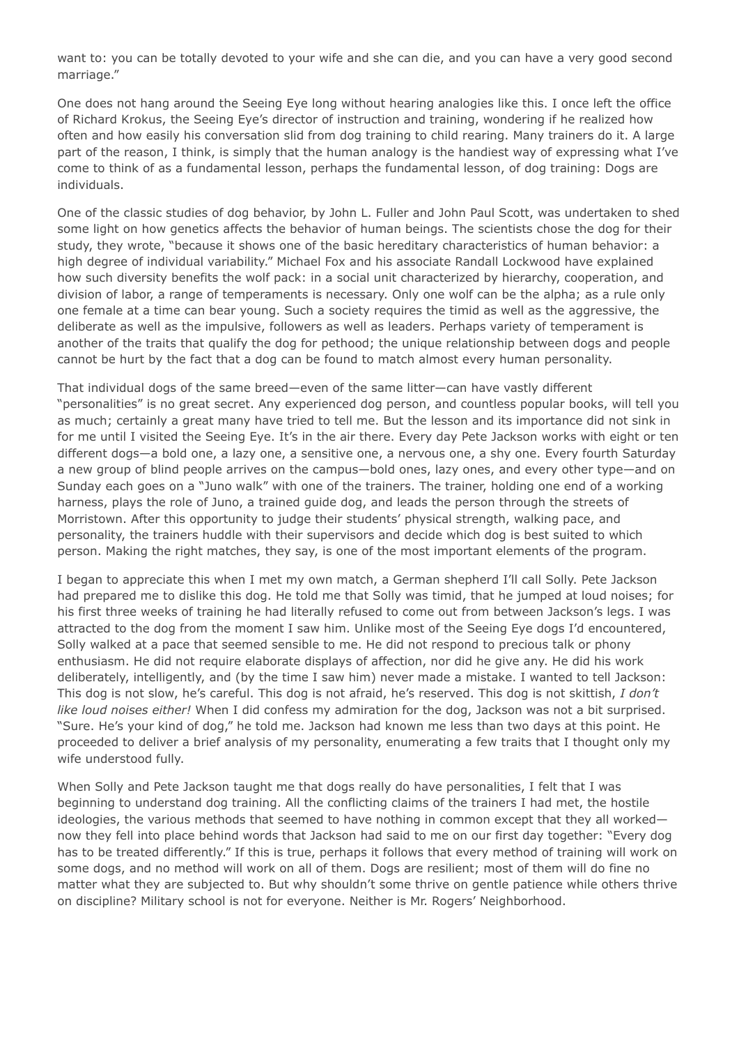want to: you can be totally devoted to your wife and she can die, and you can have a very good second marriage."

One does not hang around the Seeing Eye long without hearing analogies like this. I once left the office of Richard Krokus, the Seeing Eye's director of instruction and training, wondering if he realized how often and how easily his conversation slid from dog training to child rearing. Many trainers do it. A large part of the reason, I think, is simply that the human analogy is the handiest way of expressing what I've come to think of as a fundamental lesson, perhaps the fundamental lesson, of dog training: Dogs are individuals.

One of the classic studies of dog behavior, by John L. Fuller and John Paul Scott, was undertaken to shed some light on how genetics affects the behavior of human beings. The scientists chose the dog for their study, they wrote, "because it shows one of the basic hereditary characteristics of human behavior: a high degree of individual variability." Michael Fox and his associate Randall Lockwood have explained how such diversity benefits the wolf pack: in a social unit characterized by hierarchy, cooperation, and division of labor, a range of temperaments is necessary. Only one wolf can be the alpha; as a rule only one female at a time can bear young. Such a society requires the timid as well as the aggressive, the deliberate as well as the impulsive, followers as well as leaders. Perhaps variety of temperament is another of the traits that qualify the dog for pethood; the unique relationship between dogs and people cannot be hurt by the fact that a dog can be found to match almost every human personality.

That individual dogs of the same breed—even of the same litter—can have vastly different "personalities" is no great secret. Any experienced dog person, and countless popular books, will tell you as much; certainly a great many have tried to tell me. But the lesson and its importance did not sink in for me until I visited the Seeing Eye. It's in the air there. Every day Pete Jackson works with eight or ten different dogs—a bold one, a lazy one, a sensitive one, a nervous one, a shy one. Every fourth Saturday a new group of blind people arrives on the campus—bold ones, lazy ones, and every other type—and on Sunday each goes on a "Juno walk" with one of the trainers. The trainer, holding one end of a working harness, plays the role of Juno, a trained guide dog, and leads the person through the streets of Morristown. After this opportunity to judge their students' physical strength, walking pace, and personality, the trainers huddle with their supervisors and decide which dog is best suited to which person. Making the right matches, they say, is one of the most important elements of the program.

I began to appreciate this when I met my own match, a German shepherd I'll call Solly. Pete Jackson had prepared me to dislike this dog. He told me that Solly was timid, that he jumped at loud noises; for his first three weeks of training he had literally refused to come out from between Jackson's legs. I was attracted to the dog from the moment I saw him. Unlike most of the Seeing Eye dogs I'd encountered, Solly walked at a pace that seemed sensible to me. He did not respond to precious talk or phony enthusiasm. He did not require elaborate displays of affection, nor did he give any. He did his work deliberately, intelligently, and (by the time I saw him) never made a mistake. I wanted to tell Jackson: This dog is not slow, he's careful. This dog is not afraid, he's reserved. This dog is not skittish, *I don't like loud noises either!* When I did confess my admiration for the dog, Jackson was not a bit surprised. "Sure. He's your kind of dog," he told me. Jackson had known me less than two days at this point. He proceeded to deliver a brief analysis of my personality, enumerating a few traits that I thought only my wife understood fully.

When Solly and Pete Jackson taught me that dogs really do have personalities, I felt that I was beginning to understand dog training. All the conflicting claims of the trainers I had met, the hostile ideologies, the various methods that seemed to have nothing in common except that they all worked—now they fell into place behind words that Jackson had said to me on our first day together: "Every dog has to be treated differently." If this is true, perhaps it follows that every method of training will work on some dogs, and no method will work on all of them. Dogs are resilient; most of them will do fine no matter what they are subjected to. But why shouldn't some thrive on gentle patience while others thrive on discipline? Military school is not for everyone. Neither is Mr. Rogers' Neighborhood.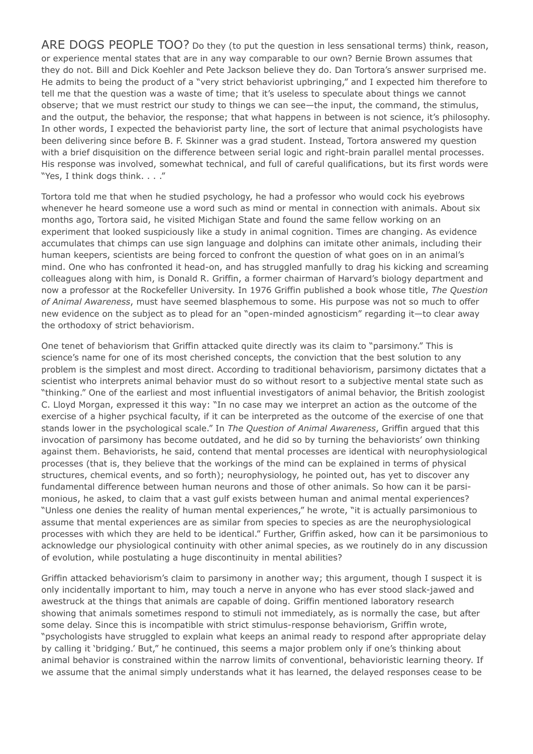ARE DOGS PEOPLE TOO? Do they (to put the question in less sensational terms) think, reason, or experience mental states that are in any way comparable to our own? Bernie Brown assumes that they do not. Bill and Dick Koehler and Pete Jackson believe they do. Dan Tortora's answer surprised me. He admits to being the product of a "very strict behaviorist upbringing," and I expected him therefore to tell me that the question was a waste of time; that it's useless to speculate about things we cannot observe; that we must restrict our study to things we can see—the input, the command, the stimulus, and the output, the behavior, the response; that what happens in between is not science, it's philosophy. In other words, I expected the behaviorist party line, the sort of lecture that animal psychologists have been delivering since before B. F. Skinner was a grad student. Instead, Tortora answered my question with a brief disquisition on the difference between serial logic and right-brain parallel mental processes. His response was involved, somewhat technical, and full of careful qualifications, but its first words were "Yes, I think dogs think. . . ."

Tortora told me that when he studied psychology, he had a professor who would cock his eyebrows whenever he heard someone use a word such as mind or mental in connection with animals. About six months ago, Tortora said, he visited Michigan State and found the same fellow working on an experiment that looked suspiciously like a study in animal cognition. Times are changing. As evidence accumulates that chimps can use sign language and dolphins can imitate other animals, including their human keepers, scientists are being forced to confront the question of what goes on in an animal's mind. One who has confronted it head-on, and has struggled manfully to drag his kicking and screaming colleagues along with him, is Donald R. Griffin, a former chairman of Harvard's biology department and now a professor at the Rockefeller University. In 1976 Griffin published a book whose title, *The Question of Animal Awareness*, must have seemed blasphemous to some. His purpose was not so much to offer new evidence on the subject as to plead for an "open-minded agnosticism" regarding it—to clear away the orthodoxy of strict behaviorism.

One tenet of behaviorism that Griffin attacked quite directly was its claim to "parsimony." This is science's name for one of its most cherished concepts, the conviction that the best solution to any problem is the simplest and most direct. According to traditional behaviorism, parsimony dictates that a scientist who interprets animal behavior must do so without resort to a subjective mental state such as "thinking." One of the earliest and most influential investigators of animal behavior, the British zoologist C. Lloyd Morgan, expressed it this way: "In no case may we interpret an action as the outcome of the exercise of a higher psychical faculty, if it can be interpreted as the outcome of the exercise of one that stands lower in the psychological scale." In *The Question of Animal Awareness*, Griffin argued that this invocation of parsimony has become outdated, and he did so by turning the behaviorists' own thinking against them. Behaviorists, he said, contend that mental processes are identical with neurophysiological processes (that is, they believe that the workings of the mind can be explained in terms of physical structures, chemical events, and so forth); neurophysiology, he pointed out, has yet to discover any fundamental difference between human neurons and those of other animals. So how can it be parsimonious, he asked, to claim that a vast gulf exists between human and animal mental experiences? "Unless one denies the reality of human mental experiences," he wrote, "it is actually parsimonious to assume that mental experiences are as similar from species to species as are the neurophysiological processes with which they are held to be identical." Further, Griffin asked, how can it be parsimonious to acknowledge our physiological continuity with other animal species, as we routinely do in any discussion of evolution, while postulating a huge discontinuity in mental abilities?

Griffin attacked behaviorism's claim to parsimony in another way; this argument, though I suspect it is only incidentally important to him, may touch a nerve in anyone who has ever stood slack-jawed and awestruck at the things that animals are capable of doing. Griffin mentioned laboratory research showing that animals sometimes respond to stimuli not immediately, as is normally the case, but after some delay. Since this is incompatible with strict stimulus-response behaviorism, Griffin wrote, "psychologists have struggled to explain what keeps an animal ready to respond after appropriate delay by calling it 'bridging.' But," he continued, this seems a major problem only if one's thinking about animal behavior is constrained within the narrow limits of conventional, behavioristic learning theory. If we assume that the animal simply understands what it has learned, the delayed responses cease to be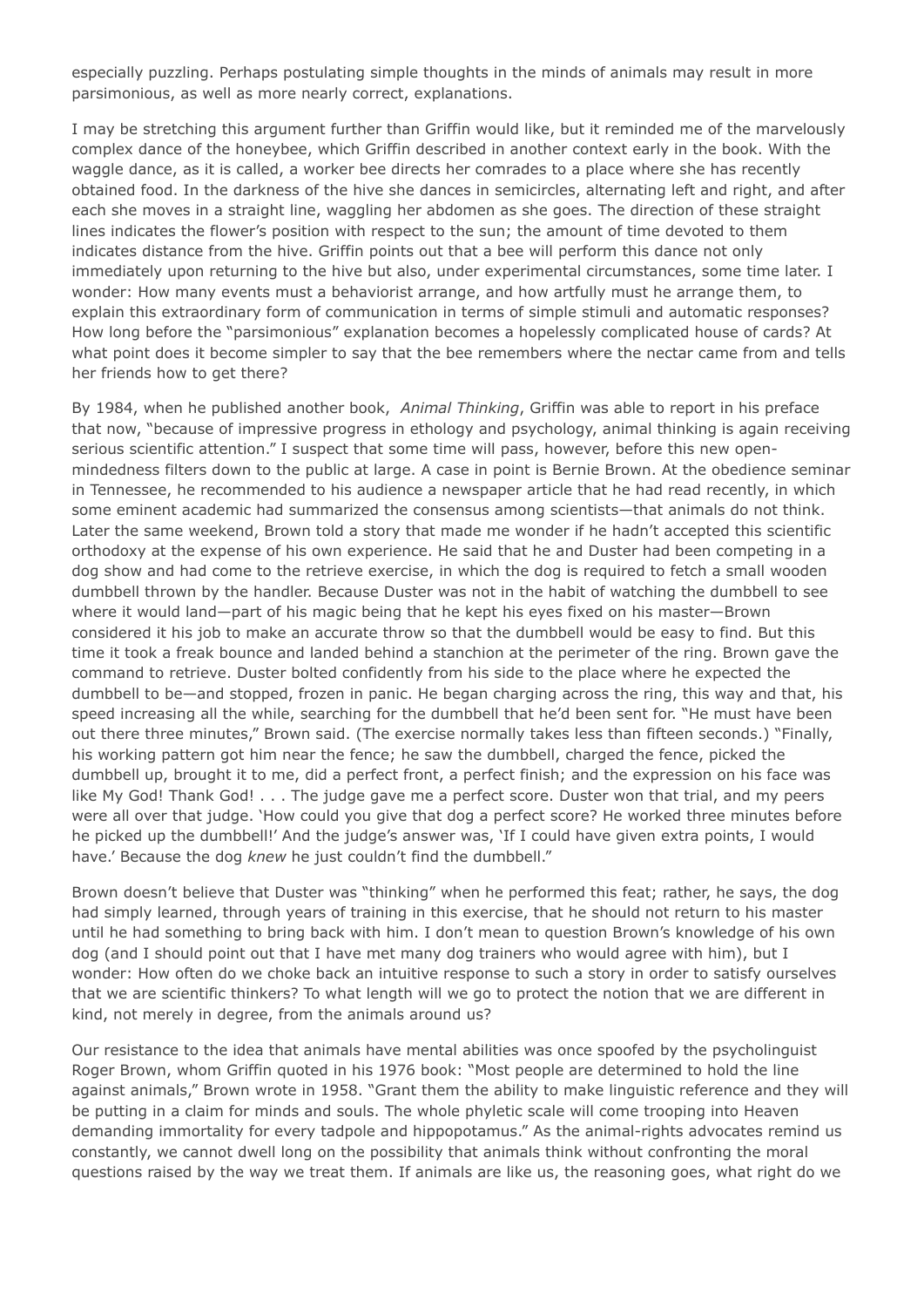especially puzzling. Perhaps postulating simple thoughts in the minds of animals may result in more parsimonious, as well as more nearly correct, explanations.

I may be stretching this argument further than Griffin would like, but it reminded me of the marvelously complex dance of the honeybee, which Griffin described in another context early in the book. With the waggle dance, as it is called, a worker bee directs her comrades to a place where she has recently obtained food. In the darkness of the hive she dances in semicircles, alternating left and right, and after each she moves in a straight line, waggling her abdomen as she goes. The direction of these straight lines indicates the flower's position with respect to the sun; the amount of time devoted to them indicates distance from the hive. Griffin points out that a bee will perform this dance not only immediately upon returning to the hive but also, under experimental circumstances, some time later. I wonder: How many events must a behaviorist arrange, and how artfully must he arrange them, to explain this extraordinary form of communication in terms of simple stimuli and automatic responses? How long before the "parsimonious" explanation becomes a hopelessly complicated house of cards? At what point does it become simpler to say that the bee remembers where the nectar came from and tells her friends how to get there?

By 1984, when he published another book, *Animal Thinking*, Griffin was able to report in his preface that now, "because of impressive progress in ethology and psychology, animal thinking is again receiving serious scientific attention." I suspect that some time will pass, however, before this new open-mindedness filters down to the public at large. A case in point is Bernie Brown. At the obedience seminar in Tennessee, he recommended to his audience a newspaper article that he had read recently, in which some eminent academic had summarized the consensus among scientists—that animals do not think. Later the same weekend, Brown told a story that made me wonder if he hadn't accepted this scientific orthodoxy at the expense of his own experience. He said that he and Duster had been competing in a dog show and had come to the retrieve exercise, in which the dog is required to fetch a small wooden dumbbell thrown by the handler. Because Duster was not in the habit of watching the dumbbell to see where it would land—part of his magic being that he kept his eyes fixed on his master—Brown considered it his job to make an accurate throw so that the dumbbell would be easy to find. But this time it took a freak bounce and landed behind a stanchion at the perimeter of the ring. Brown gave the command to retrieve. Duster bolted confidently from his side to the place where he expected the dumbbell to be—and stopped, frozen in panic. He began charging across the ring, this way and that, his speed increasing all the while, searching for the dumbbell that he'd been sent for. "He must have been out there three minutes," Brown said. (The exercise normally takes less than fifteen seconds.) "Finally, his working pattern got him near the fence; he saw the dumbbell, charged the fence, picked the dumbbell up, brought it to me, did a perfect front, a perfect finish; and the expression on his face was like My God! Thank God! . . . The judge gave me a perfect score. Duster won that trial, and my peers were all over that judge. 'How could you give that dog a perfect score? He worked three minutes before he picked up the dumbbell!' And the judge's answer was, 'If I could have given extra points, I would have.' Because the dog *knew* he just couldn't find the dumbbell."

Brown doesn't believe that Duster was "thinking" when he performed this feat; rather, he says, the dog had simply learned, through years of training in this exercise, that he should not return to his master until he had something to bring back with him. I don't mean to question Brown's knowledge of his own dog (and I should point out that I have met many dog trainers who would agree with him), but I wonder: How often do we choke back an intuitive response to such a story in order to satisfy ourselves that we are scientific thinkers? To what length will we go to protect the notion that we are different in kind, not merely in degree, from the animals around us?

Our resistance to the idea that animals have mental abilities was once spoofed by the psycholinguist Roger Brown, whom Griffin quoted in his 1976 book: "Most people are determined to hold the line against animals," Brown wrote in 1958. "Grant them the ability to make linguistic reference and they will be putting in a claim for minds and souls. The whole phyletic scale will come trooping into Heaven demanding immortality for every tadpole and hippopotamus." As the animal-rights advocates remind us constantly, we cannot dwell long on the possibility that animals think without confronting the moral questions raised by the way we treat them. If animals are like us, the reasoning goes, what right do we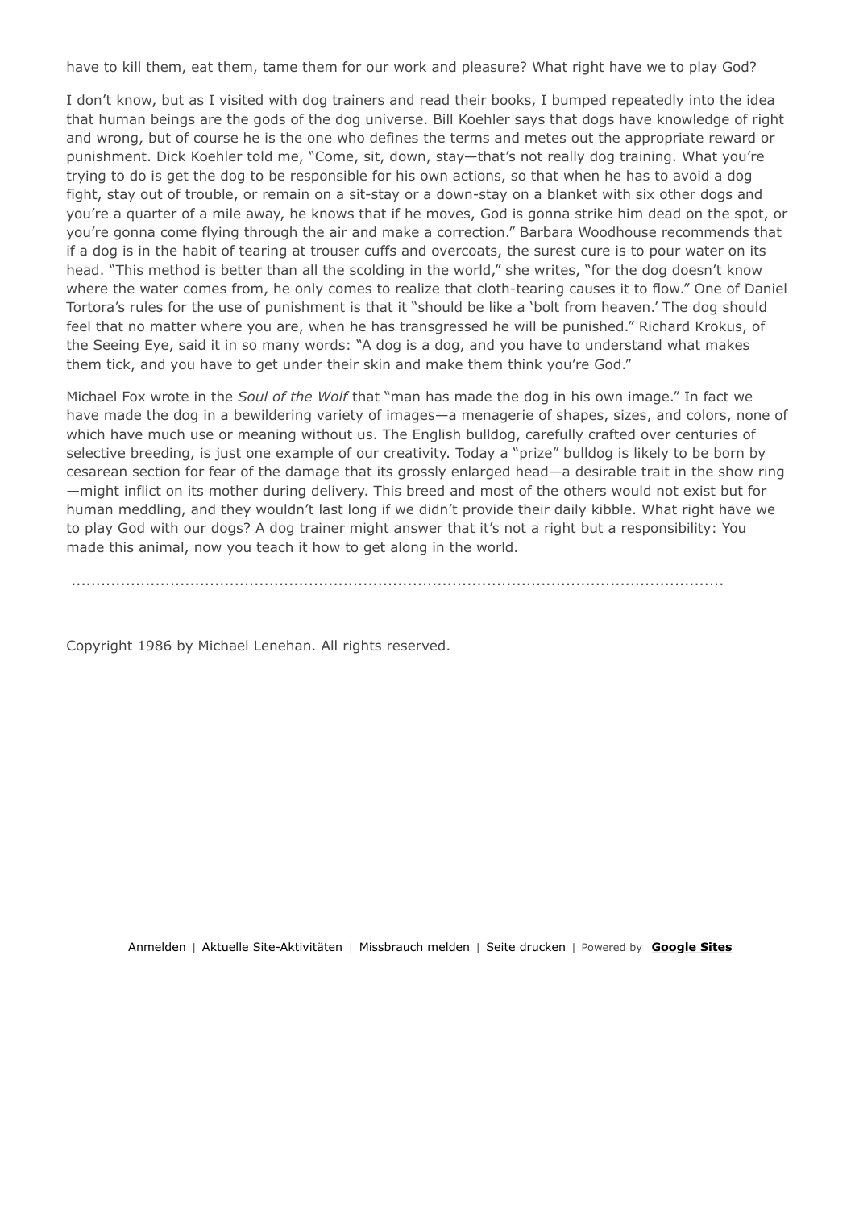have to kill them, eat them, tame them for our work and pleasure? What right have we to play God?

I don't know, but as I visited with dog trainers and read their books, I bumped repeatedly into the idea that human beings are the gods of the dog universe. Bill Koehler says that dogs have knowledge of right and wrong, but of course he is the one who defines the terms and metes out the appropriate reward or punishment. Dick Koehler told me, "Come, sit, down, stay—that's not really dog training. What you're trying to do is get the dog to be responsible for his own actions, so that when he has to avoid a dog fight, stay out of trouble, or remain on a sit-stay or a down-stay on a blanket with six other dogs and you're a quarter of a mile away, he knows that if he moves, God is gonna strike him dead on the spot, or you're gonna come flying through the air and make a correction." Barbara Woodhouse recommends that if a dog is in the habit of tearing at trouser cuffs and overcoats, the surest cure is to pour water on its head. "This method is better than all the scolding in the world," she writes, "for the dog doesn't know where the water comes from, he only comes to realize that cloth-tearing causes it to flow." One of Daniel Tortora's rules for the use of punishment is that it "should be like a 'bolt from heaven.' The dog should feel that no matter where you are, when he has transgressed he will be punished." Richard Krokus, of the Seeing Eye, said it in so many words: "A dog is a dog, and you have to understand what makes them tick, and you have to get under their skin and make them think you're God."

Michael Fox wrote in the *Soul of the Wolf* that "man has made the dog in his own image." In fact we have made the dog in a bewildering variety of images—a menagerie of shapes, sizes, and colors, none of which have much use or meaning without us. The English bulldog, carefully crafted over centuries of selective breeding, is just one example of our creativity. Today a "prize" bulldog is likely to be born by cesarean section for fear of the damage that its grossly enlarged head—a desirable trait in the show ring—might inflict on its mother during delivery. This breed and most of the others would not exist but for human meddling, and they wouldn't last long if we didn't provide their daily kibble. What right have we to play God with our dogs? A dog trainer might answer that it's not a right but a responsibility: You made this animal, now you teach it how to get along in the world.

........................................................................................................................................

Copyright 1986 by Michael Lenehan. All rights reserved.